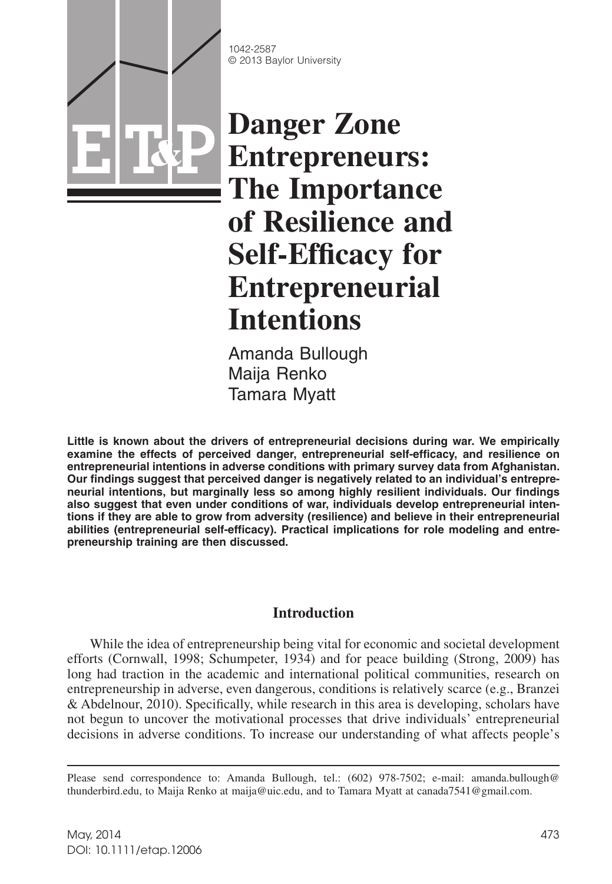1042-2587
© 2013 Baylor University

# Danger Zone Entrepreneurs: The Importance of Resilience and Self-Efficacy for Entrepreneurial Intentions

Amanda Bullough
Maija Renko
Tamara Myatt

**Little is known about the drivers of entrepreneurial decisions during war. We empirically examine the effects of perceived danger, entrepreneurial self-efficacy, and resilience on entrepreneurial intentions in adverse conditions with primary survey data from Afghanistan. Our findings suggest that perceived danger is negatively related to an individual's entrepreneurial intentions, but marginally less so among highly resilient individuals. Our findings also suggest that even under conditions of war, individuals develop entrepreneurial intentions if they are able to grow from adversity (resilience) and believe in their entrepreneurial abilities (entrepreneurial self-efficacy). Practical implications for role modeling and entrepreneurship training are then discussed.**

## Introduction

While the idea of entrepreneurship being vital for economic and societal development efforts (Cornwall, 1998; Schumpeter, 1934) and for peace building (Strong, 2009) has long had traction in the academic and international political communities, research on entrepreneurship in adverse, even dangerous, conditions is relatively scarce (e.g., Branzei & Abdelnour, 2010). Specifically, while research in this area is developing, scholars have not begun to uncover the motivational processes that drive individuals' entrepreneurial decisions in adverse conditions. To increase our understanding of what affects people's

Please send correspondence to: Amanda Bullough, tel.: (602) 978-7502; e-mail: amanda.bullough@thunderbird.edu, to Maija Renko at maija@uic.edu, and to Tamara Myatt at canada7541@gmail.com.

May, 2014
DOI: 10.1111/etap.12006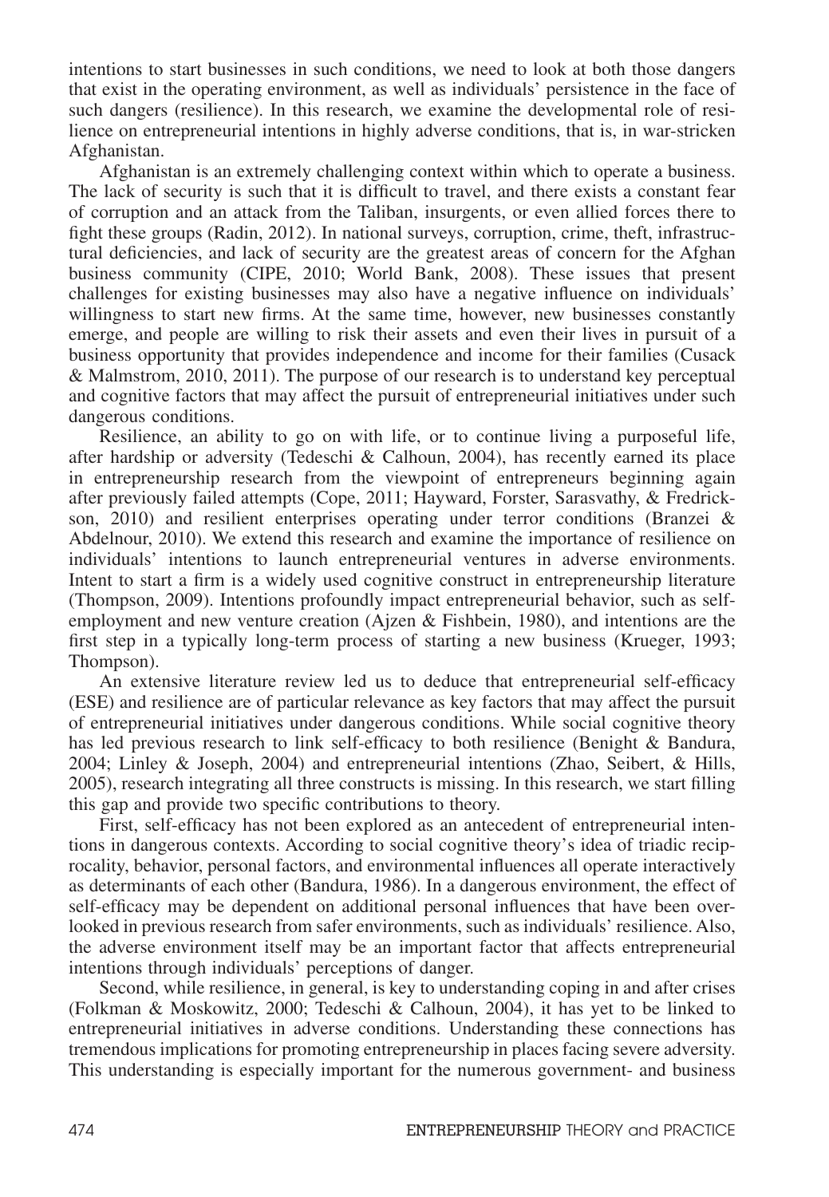intentions to start businesses in such conditions, we need to look at both those dangers that exist in the operating environment, as well as individuals' persistence in the face of such dangers (resilience). In this research, we examine the developmental role of resilience on entrepreneurial intentions in highly adverse conditions, that is, in war-stricken Afghanistan.

Afghanistan is an extremely challenging context within which to operate a business. The lack of security is such that it is difficult to travel, and there exists a constant fear of corruption and an attack from the Taliban, insurgents, or even allied forces there to fight these groups (Radin, 2012). In national surveys, corruption, crime, theft, infrastructural deficiencies, and lack of security are the greatest areas of concern for the Afghan business community (CIPE, 2010; World Bank, 2008). These issues that present challenges for existing businesses may also have a negative influence on individuals' willingness to start new firms. At the same time, however, new businesses constantly emerge, and people are willing to risk their assets and even their lives in pursuit of a business opportunity that provides independence and income for their families (Cusack & Malmstrom, 2010, 2011). The purpose of our research is to understand key perceptual and cognitive factors that may affect the pursuit of entrepreneurial initiatives under such dangerous conditions.

Resilience, an ability to go on with life, or to continue living a purposeful life, after hardship or adversity (Tedeschi & Calhoun, 2004), has recently earned its place in entrepreneurship research from the viewpoint of entrepreneurs beginning again after previously failed attempts (Cope, 2011; Hayward, Forster, Sarasvathy, & Fredrickson, 2010) and resilient enterprises operating under terror conditions (Branzei & Abdelnour, 2010). We extend this research and examine the importance of resilience on individuals' intentions to launch entrepreneurial ventures in adverse environments. Intent to start a firm is a widely used cognitive construct in entrepreneurship literature (Thompson, 2009). Intentions profoundly impact entrepreneurial behavior, such as self-employment and new venture creation (Ajzen & Fishbein, 1980), and intentions are the first step in a typically long-term process of starting a new business (Krueger, 1993; Thompson).

An extensive literature review led us to deduce that entrepreneurial self-efficacy (ESE) and resilience are of particular relevance as key factors that may affect the pursuit of entrepreneurial initiatives under dangerous conditions. While social cognitive theory has led previous research to link self-efficacy to both resilience (Benight & Bandura, 2004; Linley & Joseph, 2004) and entrepreneurial intentions (Zhao, Seibert, & Hills, 2005), research integrating all three constructs is missing. In this research, we start filling this gap and provide two specific contributions to theory.

First, self-efficacy has not been explored as an antecedent of entrepreneurial intentions in dangerous contexts. According to social cognitive theory's idea of triadic reciprocality, behavior, personal factors, and environmental influences all operate interactively as determinants of each other (Bandura, 1986). In a dangerous environment, the effect of self-efficacy may be dependent on additional personal influences that have been overlooked in previous research from safer environments, such as individuals' resilience. Also, the adverse environment itself may be an important factor that affects entrepreneurial intentions through individuals' perceptions of danger.

Second, while resilience, in general, is key to understanding coping in and after crises (Folkman & Moskowitz, 2000; Tedeschi & Calhoun, 2004), it has yet to be linked to entrepreneurial initiatives in adverse conditions. Understanding these connections has tremendous implications for promoting entrepreneurship in places facing severe adversity. This understanding is especially important for the numerous government- and business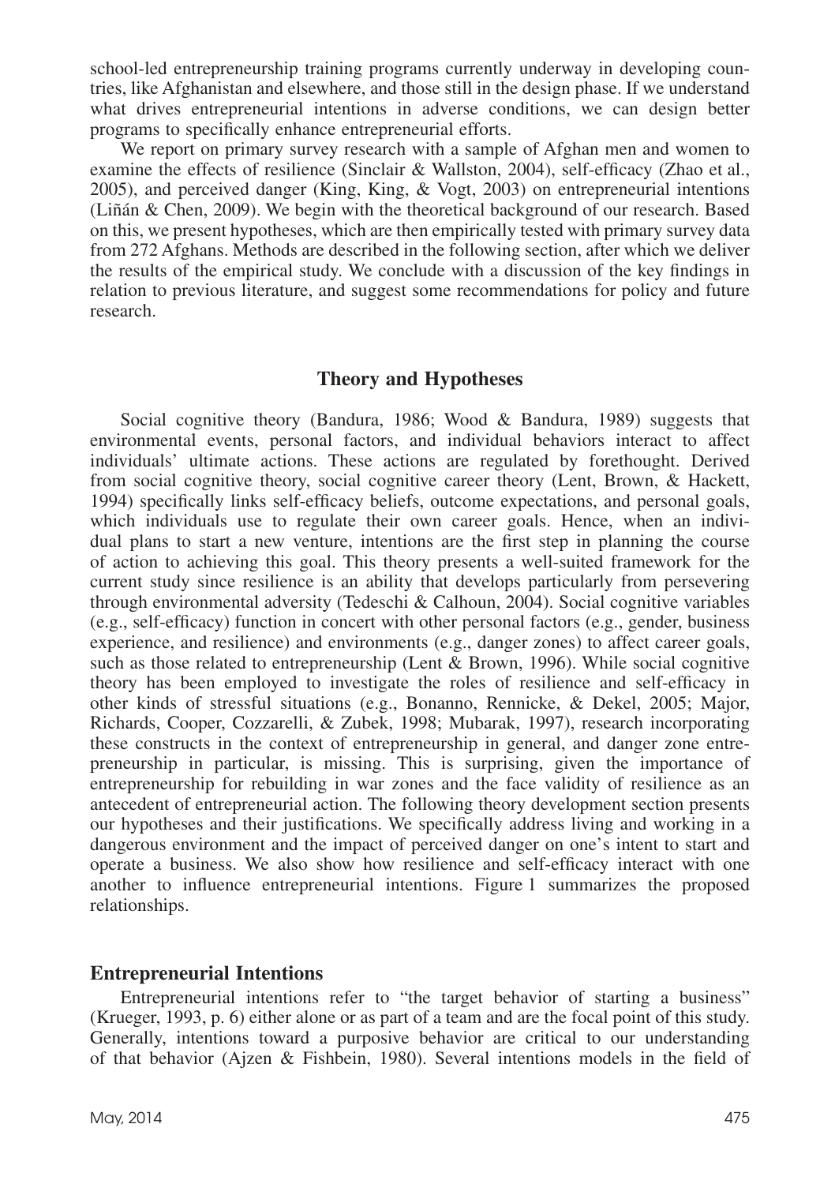school-led entrepreneurship training programs currently underway in developing countries, like Afghanistan and elsewhere, and those still in the design phase. If we understand what drives entrepreneurial intentions in adverse conditions, we can design better programs to specifically enhance entrepreneurial efforts.

We report on primary survey research with a sample of Afghan men and women to examine the effects of resilience (Sinclair & Wallston, 2004), self-efficacy (Zhao et al., 2005), and perceived danger (King, King, & Vogt, 2003) on entrepreneurial intentions (Liñán & Chen, 2009). We begin with the theoretical background of our research. Based on this, we present hypotheses, which are then empirically tested with primary survey data from 272 Afghans. Methods are described in the following section, after which we deliver the results of the empirical study. We conclude with a discussion of the key findings in relation to previous literature, and suggest some recommendations for policy and future research.

## Theory and Hypotheses

Social cognitive theory (Bandura, 1986; Wood & Bandura, 1989) suggests that environmental events, personal factors, and individual behaviors interact to affect individuals' ultimate actions. These actions are regulated by forethought. Derived from social cognitive theory, social cognitive career theory (Lent, Brown, & Hackett, 1994) specifically links self-efficacy beliefs, outcome expectations, and personal goals, which individuals use to regulate their own career goals. Hence, when an individual plans to start a new venture, intentions are the first step in planning the course of action to achieving this goal. This theory presents a well-suited framework for the current study since resilience is an ability that develops particularly from persevering through environmental adversity (Tedeschi & Calhoun, 2004). Social cognitive variables (e.g., self-efficacy) function in concert with other personal factors (e.g., gender, business experience, and resilience) and environments (e.g., danger zones) to affect career goals, such as those related to entrepreneurship (Lent & Brown, 1996). While social cognitive theory has been employed to investigate the roles of resilience and self-efficacy in other kinds of stressful situations (e.g., Bonanno, Rennicke, & Dekel, 2005; Major, Richards, Cooper, Cozzarelli, & Zubek, 1998; Mubarak, 1997), research incorporating these constructs in the context of entrepreneurship in general, and danger zone entrepreneurship in particular, is missing. This is surprising, given the importance of entrepreneurship for rebuilding in war zones and the face validity of resilience as an antecedent of entrepreneurial action. The following theory development section presents our hypotheses and their justifications. We specifically address living and working in a dangerous environment and the impact of perceived danger on one's intent to start and operate a business. We also show how resilience and self-efficacy interact with one another to influence entrepreneurial intentions. Figure 1 summarizes the proposed relationships.

### Entrepreneurial Intentions

Entrepreneurial intentions refer to "the target behavior of starting a business" (Krueger, 1993, p. 6) either alone or as part of a team and are the focal point of this study. Generally, intentions toward a purposive behavior are critical to our understanding of that behavior (Ajzen & Fishbein, 1980). Several intentions models in the field of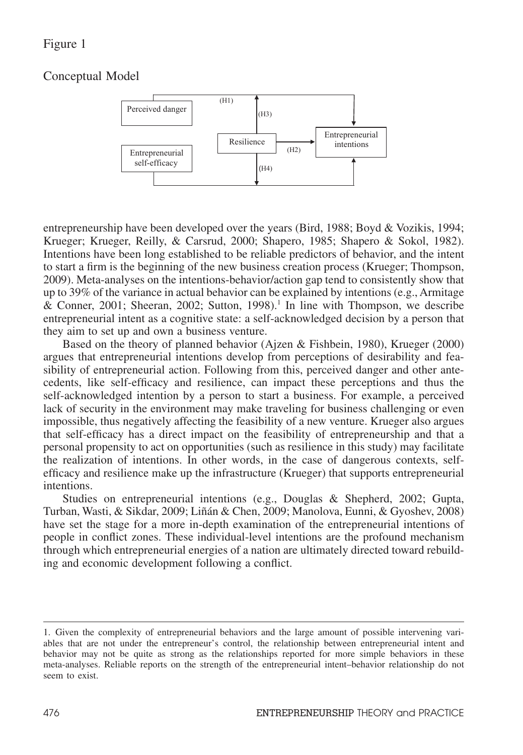Figure 1

Conceptual Model

entrepreneurship have been developed over the years (Bird, 1988; Boyd & Vozikis, 1994; Krueger; Krueger, Reilly, & Carsrud, 2000; Shapero, 1985; Shapero & Sokol, 1982). Intentions have been long established to be reliable predictors of behavior, and the intent to start a firm is the beginning of the new business creation process (Krueger; Thompson, 2009). Meta-analyses on the intentions-behavior/action gap tend to consistently show that up to 39% of the variance in actual behavior can be explained by intentions (e.g., Armitage & Conner, 2001; Sheeran, 2002; Sutton, 1998).[1] In line with Thompson, we describe entrepreneurial intent as a cognitive state: a self-acknowledged decision by a person that they aim to set up and own a business venture.

Based on the theory of planned behavior (Ajzen & Fishbein, 1980), Krueger (2000) argues that entrepreneurial intentions develop from perceptions of desirability and feasibility of entrepreneurial action. Following from this, perceived danger and other antecedents, like self-efficacy and resilience, can impact these perceptions and thus the self-acknowledged intention by a person to start a business. For example, a perceived lack of security in the environment may make traveling for business challenging or even impossible, thus negatively affecting the feasibility of a new venture. Krueger also argues that self-efficacy has a direct impact on the feasibility of entrepreneurship and that a personal propensity to act on opportunities (such as resilience in this study) may facilitate the realization of intentions. In other words, in the case of dangerous contexts, self-efficacy and resilience make up the infrastructure (Krueger) that supports entrepreneurial intentions.

Studies on entrepreneurial intentions (e.g., Douglas & Shepherd, 2002; Gupta, Turban, Wasti, & Sikdar, 2009; Liñán & Chen, 2009; Manolova, Eunni, & Gyoshev, 2008) have set the stage for a more in-depth examination of the entrepreneurial intentions of people in conflict zones. These individual-level intentions are the profound mechanism through which entrepreneurial energies of a nation are ultimately directed toward rebuilding and economic development following a conflict.

1. Given the complexity of entrepreneurial behaviors and the large amount of possible intervening variables that are not under the entrepreneur's control, the relationship between entrepreneurial intent and behavior may not be quite as strong as the relationships reported for more simple behaviors in these meta-analyses. Reliable reports on the strength of the entrepreneurial intent–behavior relationship do not seem to exist.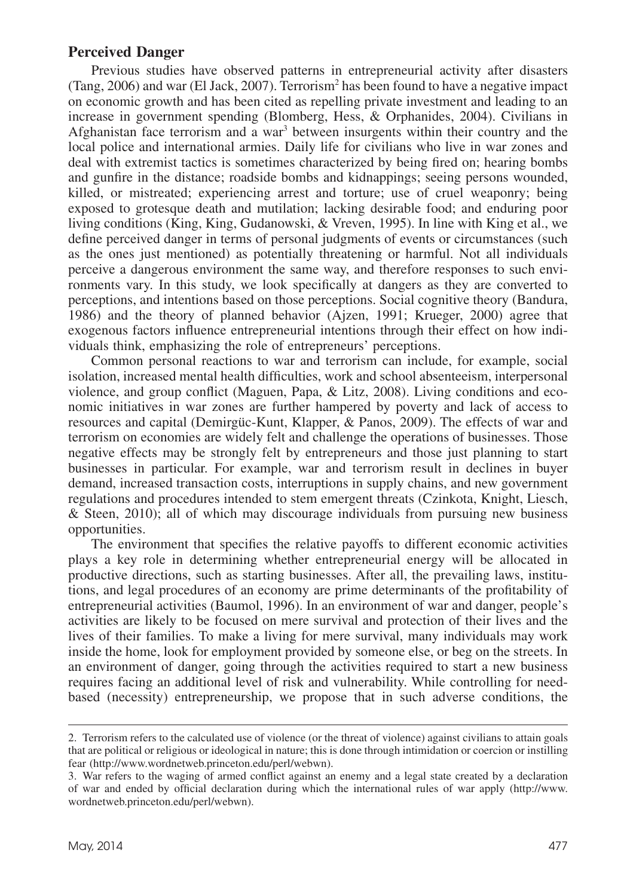## Perceived Danger

Previous studies have observed patterns in entrepreneurial activity after disasters (Tang, 2006) and war (El Jack, 2007). Terrorism[2] has been found to have a negative impact on economic growth and has been cited as repelling private investment and leading to an increase in government spending (Blomberg, Hess, & Orphanides, 2004). Civilians in Afghanistan face terrorism and a war[3] between insurgents within their country and the local police and international armies. Daily life for civilians who live in war zones and deal with extremist tactics is sometimes characterized by being fired on; hearing bombs and gunfire in the distance; roadside bombs and kidnappings; seeing persons wounded, killed, or mistreated; experiencing arrest and torture; use of cruel weaponry; being exposed to grotesque death and mutilation; lacking desirable food; and enduring poor living conditions (King, King, Gudanowski, & Vreven, 1995). In line with King et al., we define perceived danger in terms of personal judgments of events or circumstances (such as the ones just mentioned) as potentially threatening or harmful. Not all individuals perceive a dangerous environment the same way, and therefore responses to such environments vary. In this study, we look specifically at dangers as they are converted to perceptions, and intentions based on those perceptions. Social cognitive theory (Bandura, 1986) and the theory of planned behavior (Ajzen, 1991; Krueger, 2000) agree that exogenous factors influence entrepreneurial intentions through their effect on how individuals think, emphasizing the role of entrepreneurs' perceptions.

Common personal reactions to war and terrorism can include, for example, social isolation, increased mental health difficulties, work and school absenteeism, interpersonal violence, and group conflict (Maguen, Papa, & Litz, 2008). Living conditions and economic initiatives in war zones are further hampered by poverty and lack of access to resources and capital (Demirgüc-Kunt, Klapper, & Panos, 2009). The effects of war and terrorism on economies are widely felt and challenge the operations of businesses. Those negative effects may be strongly felt by entrepreneurs and those just planning to start businesses in particular. For example, war and terrorism result in declines in buyer demand, increased transaction costs, interruptions in supply chains, and new government regulations and procedures intended to stem emergent threats (Czinkota, Knight, Liesch, & Steen, 2010); all of which may discourage individuals from pursuing new business opportunities.

The environment that specifies the relative payoffs to different economic activities plays a key role in determining whether entrepreneurial energy will be allocated in productive directions, such as starting businesses. After all, the prevailing laws, institutions, and legal procedures of an economy are prime determinants of the profitability of entrepreneurial activities (Baumol, 1996). In an environment of war and danger, people's activities are likely to be focused on mere survival and protection of their lives and the lives of their families. To make a living for mere survival, many individuals may work inside the home, look for employment provided by someone else, or beg on the streets. In an environment of danger, going through the activities required to start a new business requires facing an additional level of risk and vulnerability. While controlling for need-based (necessity) entrepreneurship, we propose that in such adverse conditions, the

2. Terrorism refers to the calculated use of violence (or the threat of violence) against civilians to attain goals that are political or religious or ideological in nature; this is done through intimidation or coercion or instilling fear (http://www.wordnetweb.princeton.edu/perl/webwn).

3. War refers to the waging of armed conflict against an enemy and a legal state created by a declaration of war and ended by official declaration during which the international rules of war apply (http://www.wordnetweb.princeton.edu/perl/webwn).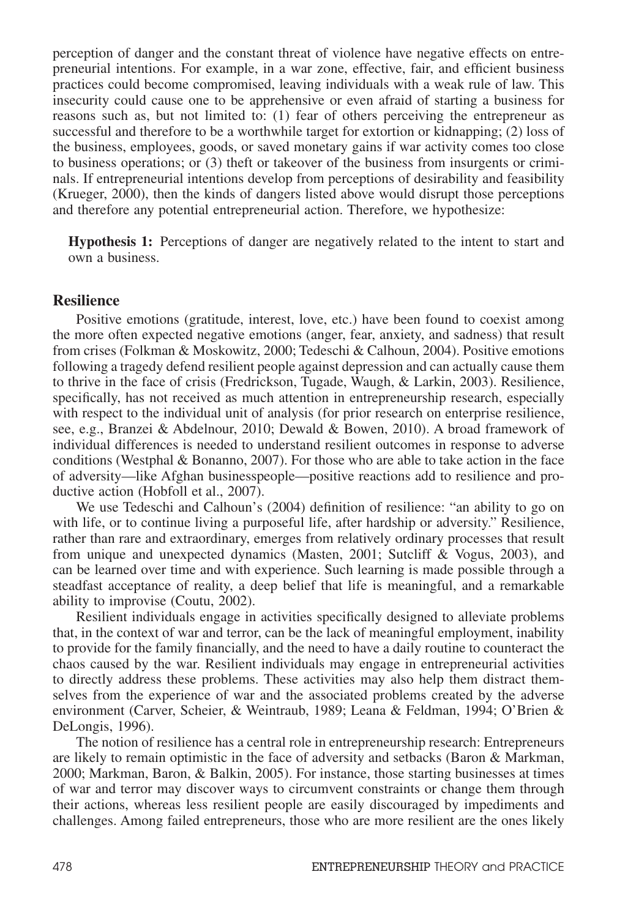perception of danger and the constant threat of violence have negative effects on entrepreneurial intentions. For example, in a war zone, effective, fair, and efficient business practices could become compromised, leaving individuals with a weak rule of law. This insecurity could cause one to be apprehensive or even afraid of starting a business for reasons such as, but not limited to: (1) fear of others perceiving the entrepreneur as successful and therefore to be a worthwhile target for extortion or kidnapping; (2) loss of the business, employees, goods, or saved monetary gains if war activity comes too close to business operations; or (3) theft or takeover of the business from insurgents or criminals. If entrepreneurial intentions develop from perceptions of desirability and feasibility (Krueger, 2000), then the kinds of dangers listed above would disrupt those perceptions and therefore any potential entrepreneurial action. Therefore, we hypothesize:

> **Hypothesis 1:** Perceptions of danger are negatively related to the intent to start and own a business.

## Resilience

Positive emotions (gratitude, interest, love, etc.) have been found to coexist among the more often expected negative emotions (anger, fear, anxiety, and sadness) that result from crises (Folkman & Moskowitz, 2000; Tedeschi & Calhoun, 2004). Positive emotions following a tragedy defend resilient people against depression and can actually cause them to thrive in the face of crisis (Fredrickson, Tugade, Waugh, & Larkin, 2003). Resilience, specifically, has not received as much attention in entrepreneurship research, especially with respect to the individual unit of analysis (for prior research on enterprise resilience, see, e.g., Branzei & Abdelnour, 2010; Dewald & Bowen, 2010). A broad framework of individual differences is needed to understand resilient outcomes in response to adverse conditions (Westphal & Bonanno, 2007). For those who are able to take action in the face of adversity—like Afghan businesspeople—positive reactions add to resilience and productive action (Hobfoll et al., 2007).

We use Tedeschi and Calhoun's (2004) definition of resilience: "an ability to go on with life, or to continue living a purposeful life, after hardship or adversity." Resilience, rather than rare and extraordinary, emerges from relatively ordinary processes that result from unique and unexpected dynamics (Masten, 2001; Sutcliff & Vogus, 2003), and can be learned over time and with experience. Such learning is made possible through a steadfast acceptance of reality, a deep belief that life is meaningful, and a remarkable ability to improvise (Coutu, 2002).

Resilient individuals engage in activities specifically designed to alleviate problems that, in the context of war and terror, can be the lack of meaningful employment, inability to provide for the family financially, and the need to have a daily routine to counteract the chaos caused by the war. Resilient individuals may engage in entrepreneurial activities to directly address these problems. These activities may also help them distract themselves from the experience of war and the associated problems created by the adverse environment (Carver, Scheier, & Weintraub, 1989; Leana & Feldman, 1994; O'Brien & DeLongis, 1996).

The notion of resilience has a central role in entrepreneurship research: Entrepreneurs are likely to remain optimistic in the face of adversity and setbacks (Baron & Markman, 2000; Markman, Baron, & Balkin, 2005). For instance, those starting businesses at times of war and terror may discover ways to circumvent constraints or change them through their actions, whereas less resilient people are easily discouraged by impediments and challenges. Among failed entrepreneurs, those who are more resilient are the ones likely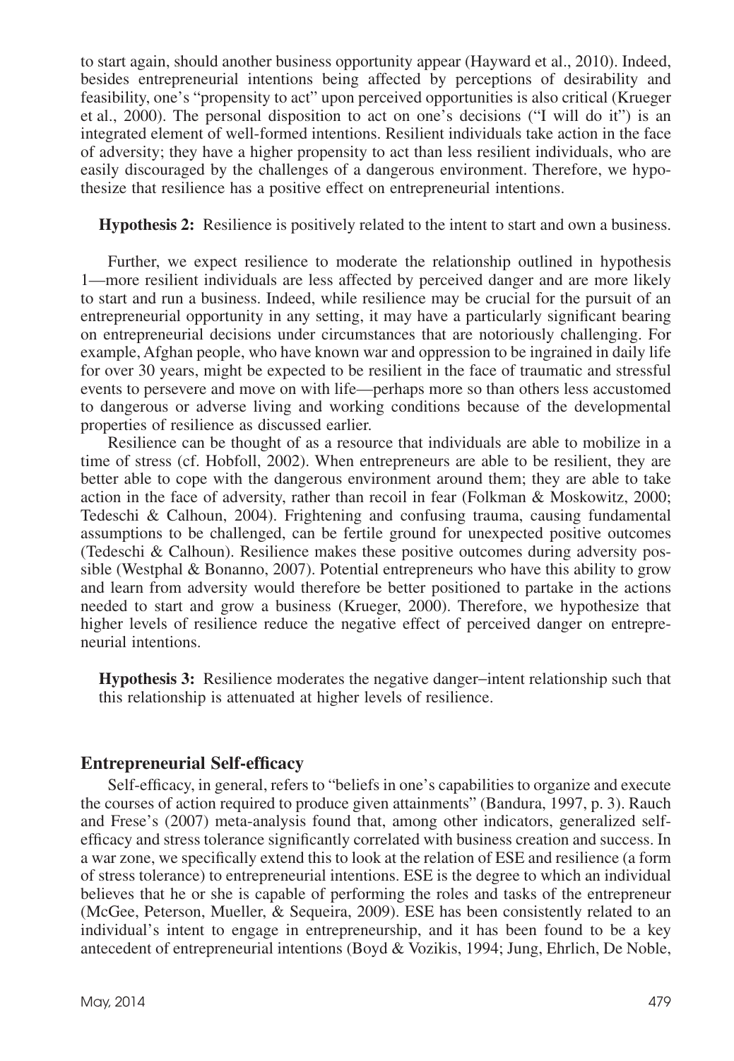to start again, should another business opportunity appear (Hayward et al., 2010). Indeed, besides entrepreneurial intentions being affected by perceptions of desirability and feasibility, one's "propensity to act" upon perceived opportunities is also critical (Krueger et al., 2000). The personal disposition to act on one's decisions ("I will do it") is an integrated element of well-formed intentions. Resilient individuals take action in the face of adversity; they have a higher propensity to act than less resilient individuals, who are easily discouraged by the challenges of a dangerous environment. Therefore, we hypothesize that resilience has a positive effect on entrepreneurial intentions.

**Hypothesis 2:** Resilience is positively related to the intent to start and own a business.

Further, we expect resilience to moderate the relationship outlined in hypothesis 1—more resilient individuals are less affected by perceived danger and are more likely to start and run a business. Indeed, while resilience may be crucial for the pursuit of an entrepreneurial opportunity in any setting, it may have a particularly significant bearing on entrepreneurial decisions under circumstances that are notoriously challenging. For example, Afghan people, who have known war and oppression to be ingrained in daily life for over 30 years, might be expected to be resilient in the face of traumatic and stressful events to persevere and move on with life—perhaps more so than others less accustomed to dangerous or adverse living and working conditions because of the developmental properties of resilience as discussed earlier.

Resilience can be thought of as a resource that individuals are able to mobilize in a time of stress (cf. Hobfoll, 2002). When entrepreneurs are able to be resilient, they are better able to cope with the dangerous environment around them; they are able to take action in the face of adversity, rather than recoil in fear (Folkman & Moskowitz, 2000; Tedeschi & Calhoun, 2004). Frightening and confusing trauma, causing fundamental assumptions to be challenged, can be fertile ground for unexpected positive outcomes (Tedeschi & Calhoun). Resilience makes these positive outcomes during adversity possible (Westphal & Bonanno, 2007). Potential entrepreneurs who have this ability to grow and learn from adversity would therefore be better positioned to partake in the actions needed to start and grow a business (Krueger, 2000). Therefore, we hypothesize that higher levels of resilience reduce the negative effect of perceived danger on entrepreneurial intentions.

**Hypothesis 3:** Resilience moderates the negative danger–intent relationship such that this relationship is attenuated at higher levels of resilience.

## Entrepreneurial Self-efficacy

Self-efficacy, in general, refers to "beliefs in one's capabilities to organize and execute the courses of action required to produce given attainments" (Bandura, 1997, p. 3). Rauch and Frese's (2007) meta-analysis found that, among other indicators, generalized self-efficacy and stress tolerance significantly correlated with business creation and success. In a war zone, we specifically extend this to look at the relation of ESE and resilience (a form of stress tolerance) to entrepreneurial intentions. ESE is the degree to which an individual believes that he or she is capable of performing the roles and tasks of the entrepreneur (McGee, Peterson, Mueller, & Sequeira, 2009). ESE has been consistently related to an individual's intent to engage in entrepreneurship, and it has been found to be a key antecedent of entrepreneurial intentions (Boyd & Vozikis, 1994; Jung, Ehrlich, De Noble,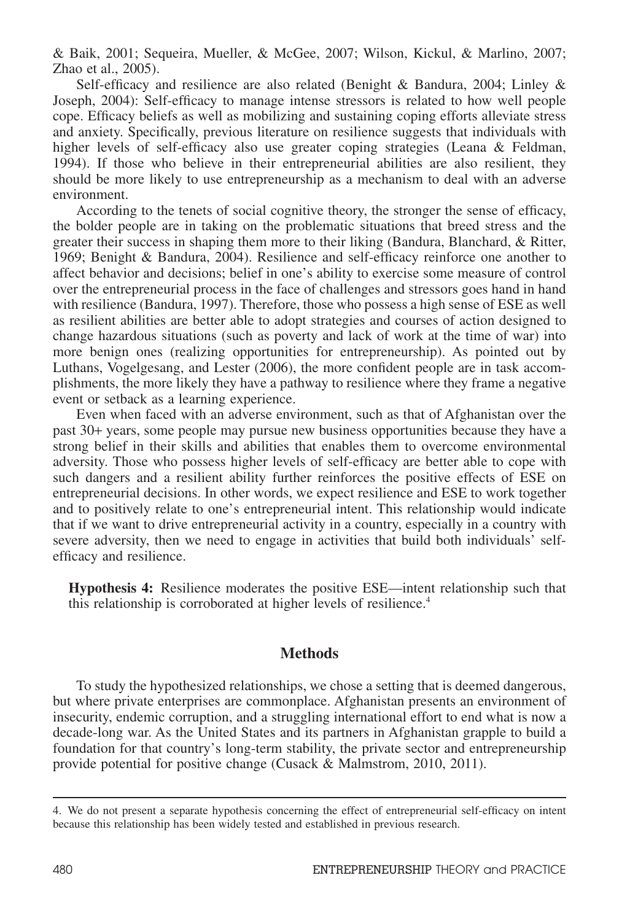& Baik, 2001; Sequeira, Mueller, & McGee, 2007; Wilson, Kickul, & Marlino, 2007; Zhao et al., 2005).

Self-efficacy and resilience are also related (Benight & Bandura, 2004; Linley & Joseph, 2004): Self-efficacy to manage intense stressors is related to how well people cope. Efficacy beliefs as well as mobilizing and sustaining coping efforts alleviate stress and anxiety. Specifically, previous literature on resilience suggests that individuals with higher levels of self-efficacy also use greater coping strategies (Leana & Feldman, 1994). If those who believe in their entrepreneurial abilities are also resilient, they should be more likely to use entrepreneurship as a mechanism to deal with an adverse environment.

According to the tenets of social cognitive theory, the stronger the sense of efficacy, the bolder people are in taking on the problematic situations that breed stress and the greater their success in shaping them more to their liking (Bandura, Blanchard, & Ritter, 1969; Benight & Bandura, 2004). Resilience and self-efficacy reinforce one another to affect behavior and decisions; belief in one's ability to exercise some measure of control over the entrepreneurial process in the face of challenges and stressors goes hand in hand with resilience (Bandura, 1997). Therefore, those who possess a high sense of ESE as well as resilient abilities are better able to adopt strategies and courses of action designed to change hazardous situations (such as poverty and lack of work at the time of war) into more benign ones (realizing opportunities for entrepreneurship). As pointed out by Luthans, Vogelgesang, and Lester (2006), the more confident people are in task accomplishments, the more likely they have a pathway to resilience where they frame a negative event or setback as a learning experience.

Even when faced with an adverse environment, such as that of Afghanistan over the past 30+ years, some people may pursue new business opportunities because they have a strong belief in their skills and abilities that enables them to overcome environmental adversity. Those who possess higher levels of self-efficacy are better able to cope with such dangers and a resilient ability further reinforces the positive effects of ESE on entrepreneurial decisions. In other words, we expect resilience and ESE to work together and to positively relate to one's entrepreneurial intent. This relationship would indicate that if we want to drive entrepreneurial activity in a country, especially in a country with severe adversity, then we need to engage in activities that build both individuals' self-efficacy and resilience.

> **Hypothesis 4:** Resilience moderates the positive ESE—intent relationship such that this relationship is corroborated at higher levels of resilience.[4]

## Methods

To study the hypothesized relationships, we chose a setting that is deemed dangerous, but where private enterprises are commonplace. Afghanistan presents an environment of insecurity, endemic corruption, and a struggling international effort to end what is now a decade-long war. As the United States and its partners in Afghanistan grapple to build a foundation for that country's long-term stability, the private sector and entrepreneurship provide potential for positive change (Cusack & Malmstrom, 2010, 2011).

---

4. We do not present a separate hypothesis concerning the effect of entrepreneurial self-efficacy on intent because this relationship has been widely tested and established in previous research.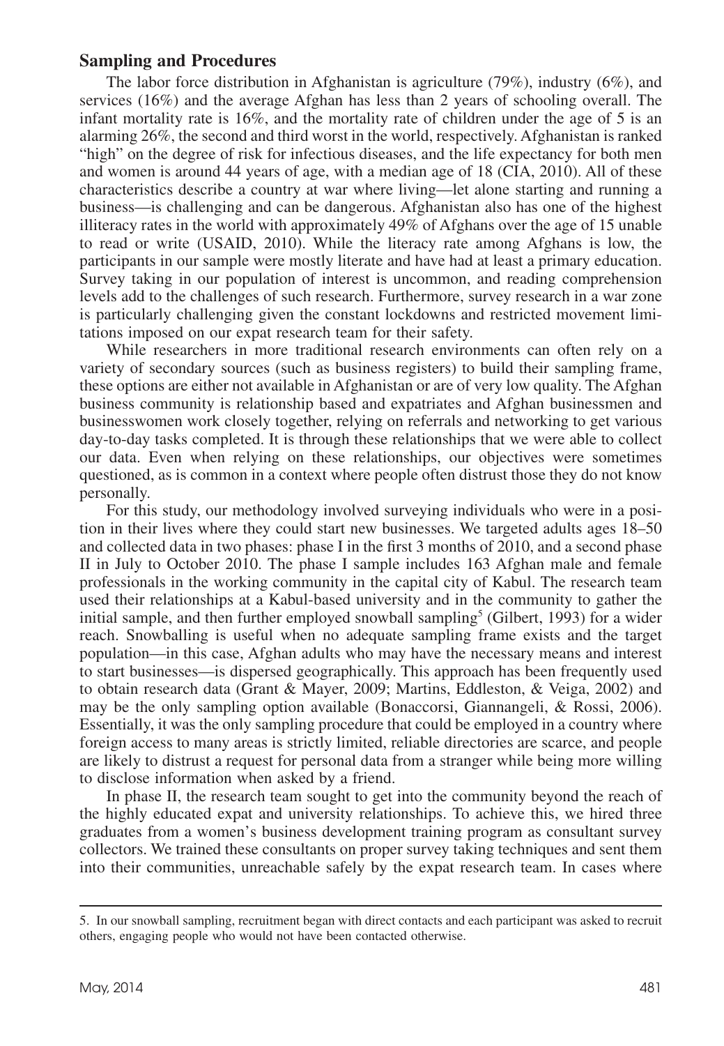## Sampling and Procedures

The labor force distribution in Afghanistan is agriculture (79%), industry (6%), and services (16%) and the average Afghan has less than 2 years of schooling overall. The infant mortality rate is 16%, and the mortality rate of children under the age of 5 is an alarming 26%, the second and third worst in the world, respectively. Afghanistan is ranked "high" on the degree of risk for infectious diseases, and the life expectancy for both men and women is around 44 years of age, with a median age of 18 (CIA, 2010). All of these characteristics describe a country at war where living—let alone starting and running a business—is challenging and can be dangerous. Afghanistan also has one of the highest illiteracy rates in the world with approximately 49% of Afghans over the age of 15 unable to read or write (USAID, 2010). While the literacy rate among Afghans is low, the participants in our sample were mostly literate and have had at least a primary education. Survey taking in our population of interest is uncommon, and reading comprehension levels add to the challenges of such research. Furthermore, survey research in a war zone is particularly challenging given the constant lockdowns and restricted movement limitations imposed on our expat research team for their safety.

While researchers in more traditional research environments can often rely on a variety of secondary sources (such as business registers) to build their sampling frame, these options are either not available in Afghanistan or are of very low quality. The Afghan business community is relationship based and expatriates and Afghan businessmen and businesswomen work closely together, relying on referrals and networking to get various day-to-day tasks completed. It is through these relationships that we were able to collect our data. Even when relying on these relationships, our objectives were sometimes questioned, as is common in a context where people often distrust those they do not know personally.

For this study, our methodology involved surveying individuals who were in a position in their lives where they could start new businesses. We targeted adults ages 18–50 and collected data in two phases: phase I in the first 3 months of 2010, and a second phase II in July to October 2010. The phase I sample includes 163 Afghan male and female professionals in the working community in the capital city of Kabul. The research team used their relationships at a Kabul-based university and in the community to gather the initial sample, and then further employed snowball sampling[5] (Gilbert, 1993) for a wider reach. Snowballing is useful when no adequate sampling frame exists and the target population—in this case, Afghan adults who may have the necessary means and interest to start businesses—is dispersed geographically. This approach has been frequently used to obtain research data (Grant & Mayer, 2009; Martins, Eddleston, & Veiga, 2002) and may be the only sampling option available (Bonaccorsi, Giannangeli, & Rossi, 2006). Essentially, it was the only sampling procedure that could be employed in a country where foreign access to many areas is strictly limited, reliable directories are scarce, and people are likely to distrust a request for personal data from a stranger while being more willing to disclose information when asked by a friend.

In phase II, the research team sought to get into the community beyond the reach of the highly educated expat and university relationships. To achieve this, we hired three graduates from a women's business development training program as consultant survey collectors. We trained these consultants on proper survey taking techniques and sent them into their communities, unreachable safely by the expat research team. In cases where

5. In our snowball sampling, recruitment began with direct contacts and each participant was asked to recruit others, engaging people who would not have been contacted otherwise.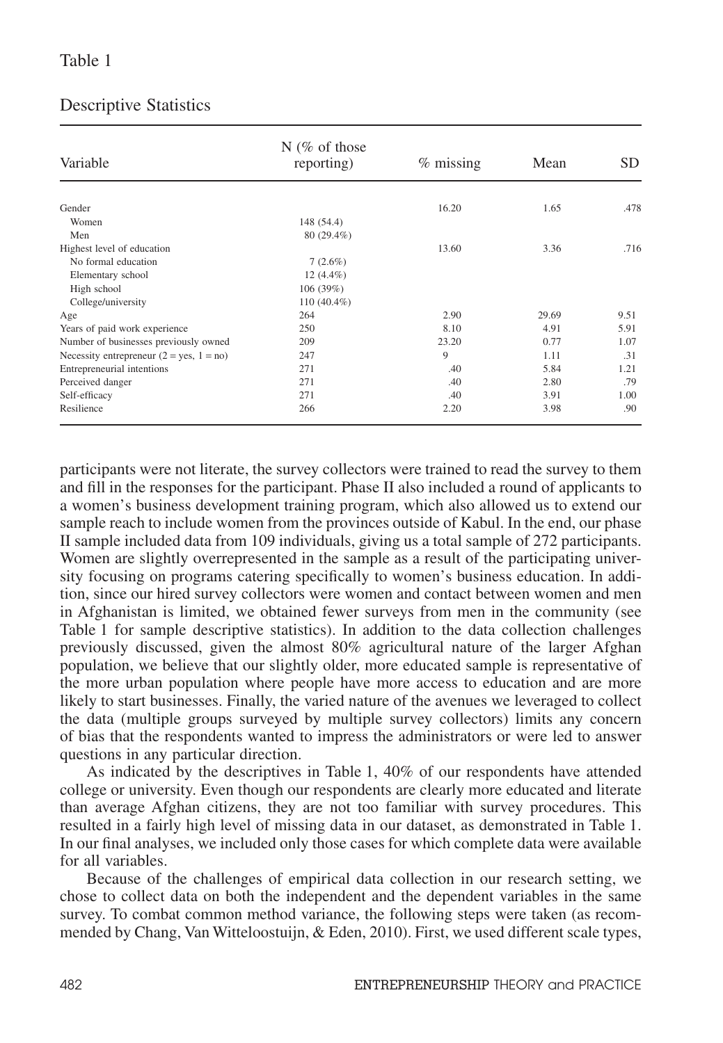Table 1

Descriptive Statistics

| Variable | N (% of those reporting) | % missing | Mean | SD |
|---|---|---|---|---|
| Gender | | 16.20 | 1.65 | .478 |
| Women | 148 (54.4) | | | |
| Men | 80 (29.4%) | | | |
| Highest level of education | | 13.60 | 3.36 | .716 |
| No formal education | 7 (2.6%) | | | |
| Elementary school | 12 (4.4%) | | | |
| High school | 106 (39%) | | | |
| College/university | 110 (40.4%) | | | |
| Age | 264 | 2.90 | 29.69 | 9.51 |
| Years of paid work experience | 250 | 8.10 | 4.91 | 5.91 |
| Number of businesses previously owned | 209 | 23.20 | 0.77 | 1.07 |
| Necessity entrepreneur (2 = yes, 1 = no) | 247 | 9 | 1.11 | .31 |
| Entrepreneurial intentions | 271 | .40 | 5.84 | 1.21 |
| Perceived danger | 271 | .40 | 2.80 | .79 |
| Self-efficacy | 271 | .40 | 3.91 | 1.00 |
| Resilience | 266 | 2.20 | 3.98 | .90 |

participants were not literate, the survey collectors were trained to read the survey to them and fill in the responses for the participant. Phase II also included a round of applicants to a women's business development training program, which also allowed us to extend our sample reach to include women from the provinces outside of Kabul. In the end, our phase II sample included data from 109 individuals, giving us a total sample of 272 participants. Women are slightly overrepresented in the sample as a result of the participating university focusing on programs catering specifically to women's business education. In addition, since our hired survey collectors were women and contact between women and men in Afghanistan is limited, we obtained fewer surveys from men in the community (see Table 1 for sample descriptive statistics). In addition to the data collection challenges previously discussed, given the almost 80% agricultural nature of the larger Afghan population, we believe that our slightly older, more educated sample is representative of the more urban population where people have more access to education and are more likely to start businesses. Finally, the varied nature of the avenues we leveraged to collect the data (multiple groups surveyed by multiple survey collectors) limits any concern of bias that the respondents wanted to impress the administrators or were led to answer questions in any particular direction.

As indicated by the descriptives in Table 1, 40% of our respondents have attended college or university. Even though our respondents are clearly more educated and literate than average Afghan citizens, they are not too familiar with survey procedures. This resulted in a fairly high level of missing data in our dataset, as demonstrated in Table 1. In our final analyses, we included only those cases for which complete data were available for all variables.

Because of the challenges of empirical data collection in our research setting, we chose to collect data on both the independent and the dependent variables in the same survey. To combat common method variance, the following steps were taken (as recommended by Chang, Van Witteloostuijn, & Eden, 2010). First, we used different scale types,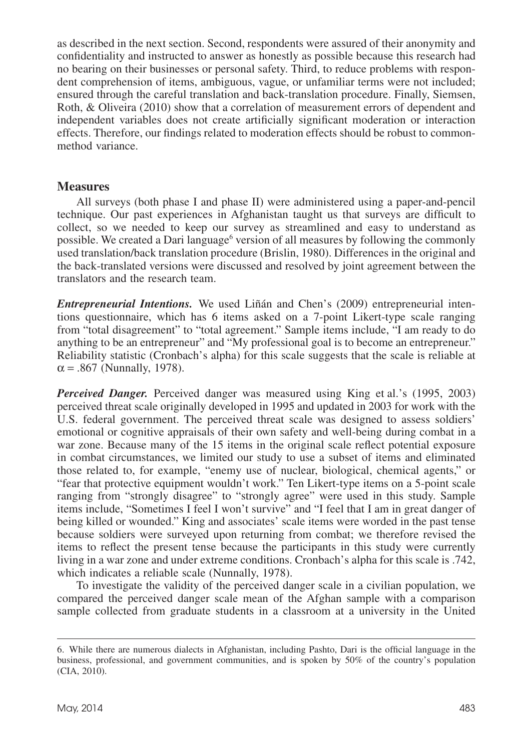as described in the next section. Second, respondents were assured of their anonymity and confidentiality and instructed to answer as honestly as possible because this research had no bearing on their businesses or personal safety. Third, to reduce problems with respondent comprehension of items, ambiguous, vague, or unfamiliar terms were not included; ensured through the careful translation and back-translation procedure. Finally, Siemsen, Roth, & Oliveira (2010) show that a correlation of measurement errors of dependent and independent variables does not create artificially significant moderation or interaction effects. Therefore, our findings related to moderation effects should be robust to common-method variance.

## Measures

All surveys (both phase I and phase II) were administered using a paper-and-pencil technique. Our past experiences in Afghanistan taught us that surveys are difficult to collect, so we needed to keep our survey as streamlined and easy to understand as possible. We created a Dari language[6] version of all measures by following the commonly used translation/back translation procedure (Brislin, 1980). Differences in the original and the back-translated versions were discussed and resolved by joint agreement between the translators and the research team.

***Entrepreneurial Intentions.*** We used Liñán and Chen's (2009) entrepreneurial intentions questionnaire, which has 6 items asked on a 7-point Likert-type scale ranging from "total disagreement" to "total agreement." Sample items include, "I am ready to do anything to be an entrepreneur" and "My professional goal is to become an entrepreneur." Reliability statistic (Cronbach's alpha) for this scale suggests that the scale is reliable at $\alpha = .867$ (Nunnally, 1978).

***Perceived Danger.*** Perceived danger was measured using King et al.'s (1995, 2003) perceived threat scale originally developed in 1995 and updated in 2003 for work with the U.S. federal government. The perceived threat scale was designed to assess soldiers' emotional or cognitive appraisals of their own safety and well-being during combat in a war zone. Because many of the 15 items in the original scale reflect potential exposure in combat circumstances, we limited our study to use a subset of items and eliminated those related to, for example, "enemy use of nuclear, biological, chemical agents," or "fear that protective equipment wouldn't work." Ten Likert-type items on a 5-point scale ranging from "strongly disagree" to "strongly agree" were used in this study. Sample items include, "Sometimes I feel I won't survive" and "I feel that I am in great danger of being killed or wounded." King and associates' scale items were worded in the past tense because soldiers were surveyed upon returning from combat; we therefore revised the items to reflect the present tense because the participants in this study were currently living in a war zone and under extreme conditions. Cronbach's alpha for this scale is .742, which indicates a reliable scale (Nunnally, 1978).

To investigate the validity of the perceived danger scale in a civilian population, we compared the perceived danger scale mean of the Afghan sample with a comparison sample collected from graduate students in a classroom at a university in the United

6. While there are numerous dialects in Afghanistan, including Pashto, Dari is the official language in the business, professional, and government communities, and is spoken by 50% of the country's population (CIA, 2010).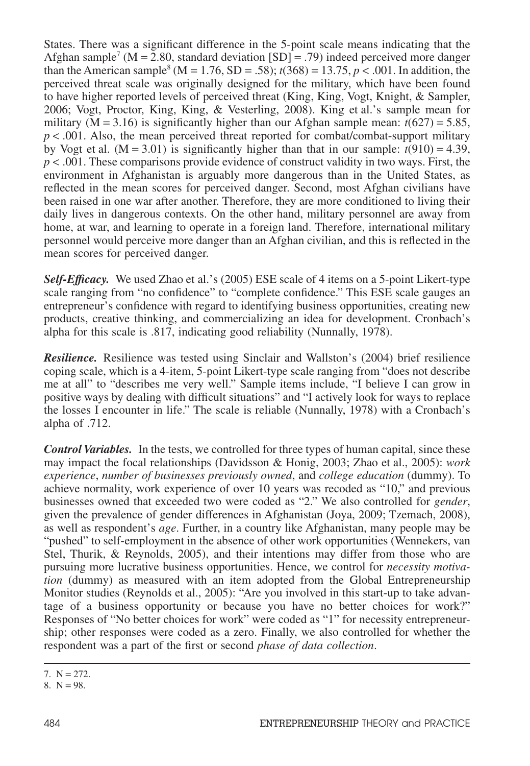States. There was a significant difference in the 5-point scale means indicating that the Afghan sample[7] (M = 2.80, standard deviation [SD] = .79) indeed perceived more danger than the American sample[8] (M = 1.76, SD = .58); $t(368) = 13.75$, $p < .001$. In addition, the perceived threat scale was originally designed for the military, which have been found to have higher reported levels of perceived threat (King, King, Vogt, Knight, & Sampler, 2006; Vogt, Proctor, King, King, & Vesterling, 2008). King et al.'s sample mean for military (M = 3.16) is significantly higher than our Afghan sample mean: $t(627) = 5.85$, $p < .001$. Also, the mean perceived threat reported for combat/combat-support military by Vogt et al. (M = 3.01) is significantly higher than that in our sample: $t(910) = 4.39$, $p < .001$. These comparisons provide evidence of construct validity in two ways. First, the environment in Afghanistan is arguably more dangerous than in the United States, as reflected in the mean scores for perceived danger. Second, most Afghan civilians have been raised in one war after another. Therefore, they are more conditioned to living their daily lives in dangerous contexts. On the other hand, military personnel are away from home, at war, and learning to operate in a foreign land. Therefore, international military personnel would perceive more danger than an Afghan civilian, and this is reflected in the mean scores for perceived danger.

***Self-Efficacy.*** We used Zhao et al.'s (2005) ESE scale of 4 items on a 5-point Likert-type scale ranging from "no confidence" to "complete confidence." This ESE scale gauges an entrepreneur's confidence with regard to identifying business opportunities, creating new products, creative thinking, and commercializing an idea for development. Cronbach's alpha for this scale is .817, indicating good reliability (Nunnally, 1978).

***Resilience.*** Resilience was tested using Sinclair and Wallston's (2004) brief resilience coping scale, which is a 4-item, 5-point Likert-type scale ranging from "does not describe me at all" to "describes me very well." Sample items include, "I believe I can grow in positive ways by dealing with difficult situations" and "I actively look for ways to replace the losses I encounter in life." The scale is reliable (Nunnally, 1978) with a Cronbach's alpha of .712.

***Control Variables.*** In the tests, we controlled for three types of human capital, since these may impact the focal relationships (Davidsson & Honig, 2003; Zhao et al., 2005): *work experience*, *number of businesses previously owned*, and *college education* (dummy). To achieve normality, work experience of over 10 years was recoded as "10," and previous businesses owned that exceeded two were coded as "2." We also controlled for *gender*, given the prevalence of gender differences in Afghanistan (Joya, 2009; Tzemach, 2008), as well as respondent's *age*. Further, in a country like Afghanistan, many people may be "pushed" to self-employment in the absence of other work opportunities (Wennekers, van Stel, Thurik, & Reynolds, 2005), and their intentions may differ from those who are pursuing more lucrative business opportunities. Hence, we control for *necessity motivation* (dummy) as measured with an item adopted from the Global Entrepreneurship Monitor studies (Reynolds et al., 2005): "Are you involved in this start-up to take advantage of a business opportunity or because you have no better choices for work?" Responses of "No better choices for work" were coded as "1" for necessity entrepreneurship; other responses were coded as a zero. Finally, we also controlled for whether the respondent was a part of the first or second *phase of data collection*.

---

7. N = 272.

8. N = 98.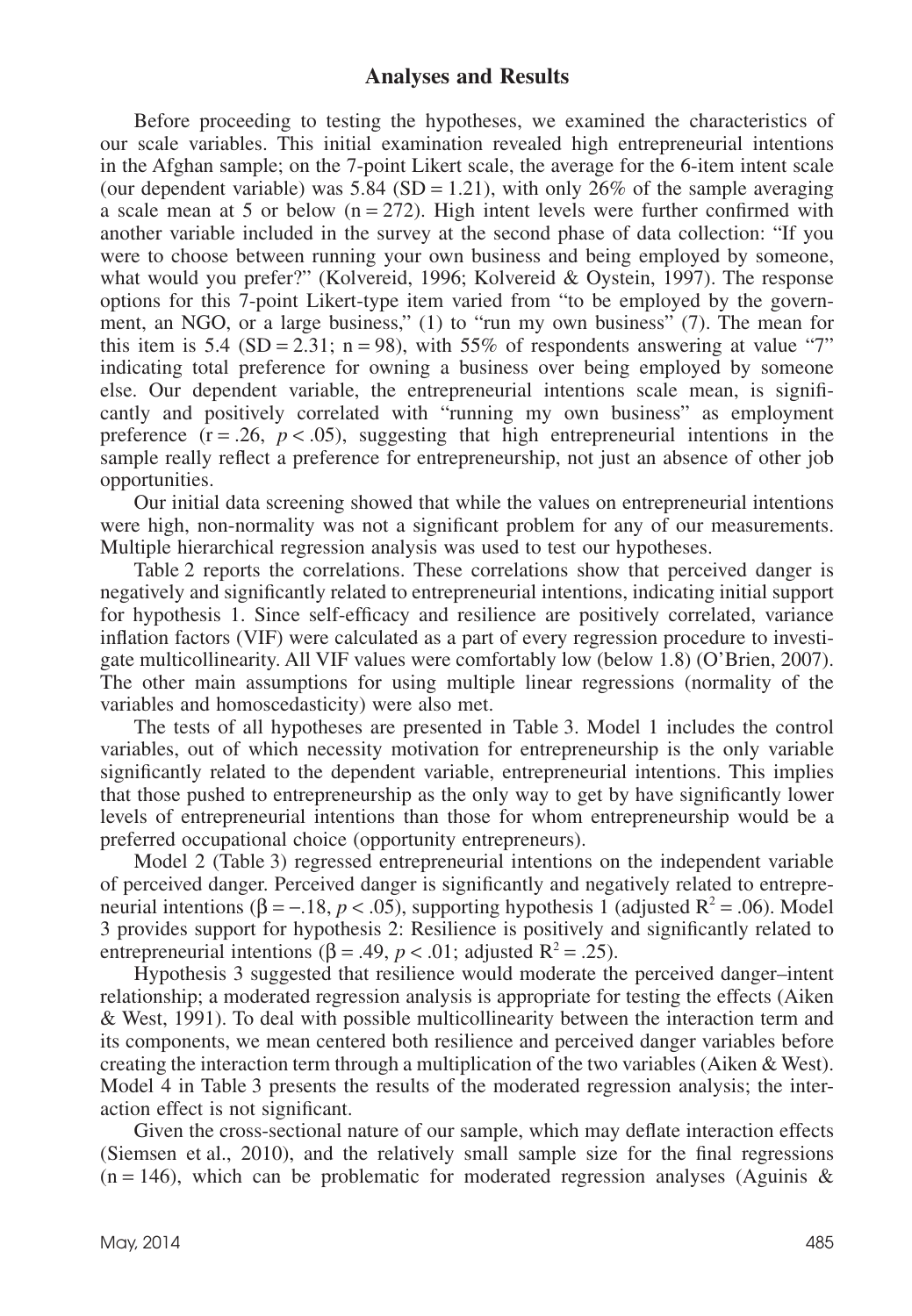## Analyses and Results

Before proceeding to testing the hypotheses, we examined the characteristics of our scale variables. This initial examination revealed high entrepreneurial intentions in the Afghan sample; on the 7-point Likert scale, the average for the 6-item intent scale (our dependent variable) was 5.84 (SD = 1.21), with only 26% of the sample averaging a scale mean at 5 or below (n = 272). High intent levels were further confirmed with another variable included in the survey at the second phase of data collection: "If you were to choose between running your own business and being employed by someone, what would you prefer?" (Kolvereid, 1996; Kolvereid & Oystein, 1997). The response options for this 7-point Likert-type item varied from "to be employed by the government, an NGO, or a large business," (1) to "run my own business" (7). The mean for this item is 5.4 (SD = 2.31; n = 98), with 55% of respondents answering at value "7" indicating total preference for owning a business over being employed by someone else. Our dependent variable, the entrepreneurial intentions scale mean, is significantly and positively correlated with "running my own business" as employment preference ($r = .26$, $p < .05$), suggesting that high entrepreneurial intentions in the sample really reflect a preference for entrepreneurship, not just an absence of other job opportunities.

Our initial data screening showed that while the values on entrepreneurial intentions were high, non-normality was not a significant problem for any of our measurements. Multiple hierarchical regression analysis was used to test our hypotheses.

Table 2 reports the correlations. These correlations show that perceived danger is negatively and significantly related to entrepreneurial intentions, indicating initial support for hypothesis 1. Since self-efficacy and resilience are positively correlated, variance inflation factors (VIF) were calculated as a part of every regression procedure to investigate multicollinearity. All VIF values were comfortably low (below 1.8) (O'Brien, 2007). The other main assumptions for using multiple linear regressions (normality of the variables and homoscedasticity) were also met.

The tests of all hypotheses are presented in Table 3. Model 1 includes the control variables, out of which necessity motivation for entrepreneurship is the only variable significantly related to the dependent variable, entrepreneurial intentions. This implies that those pushed to entrepreneurship as the only way to get by have significantly lower levels of entrepreneurial intentions than those for whom entrepreneurship would be a preferred occupational choice (opportunity entrepreneurs).

Model 2 (Table 3) regressed entrepreneurial intentions on the independent variable of perceived danger. Perceived danger is significantly and negatively related to entrepreneurial intentions ($\beta = -.18$, $p < .05$), supporting hypothesis 1 (adjusted $R^2 = .06$). Model 3 provides support for hypothesis 2: Resilience is positively and significantly related to entrepreneurial intentions ($\beta = .49$, $p < .01$; adjusted $R^2 = .25$).

Hypothesis 3 suggested that resilience would moderate the perceived danger–intent relationship; a moderated regression analysis is appropriate for testing the effects (Aiken & West, 1991). To deal with possible multicollinearity between the interaction term and its components, we mean centered both resilience and perceived danger variables before creating the interaction term through a multiplication of the two variables (Aiken & West). Model 4 in Table 3 presents the results of the moderated regression analysis; the interaction effect is not significant.

Given the cross-sectional nature of our sample, which may deflate interaction effects (Siemsen et al., 2010), and the relatively small sample size for the final regressions (n = 146), which can be problematic for moderated regression analyses (Aguinis &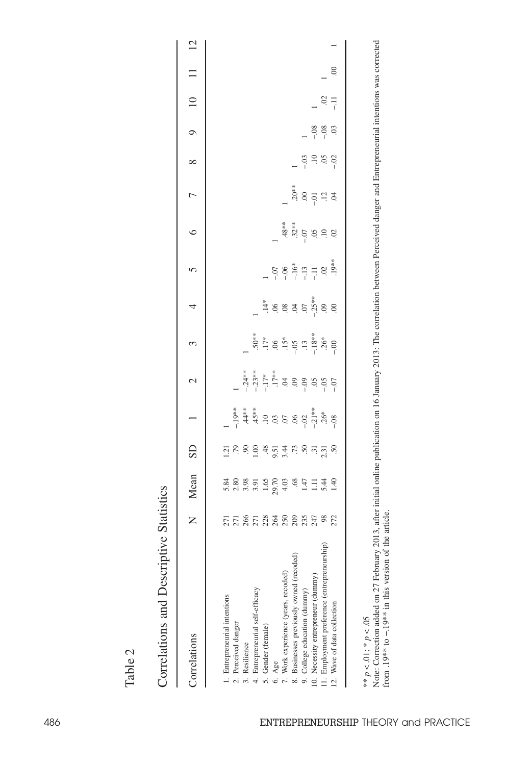Table 2

Correlations and Descriptive Statistics

| Correlations | N | Mean | SD | 1 | 2 | 3 | 4 | 5 | 6 | 7 | 8 | 9 | 10 | 11 | 12 |
|---|---|---|---|---|---|---|---|---|---|---|---|---|---|---|---|
| 1. Entrepreneurial intentions | 271 | 5.84 | 1.21 | 1 | | | | | | | | | | | |
| 2. Perceived danger | 271 | 2.80 | .79 | −.19** | 1 | | | | | | | | | | |
| 3. Resilience | 266 | 3.98 | .90 | .44** | −.24** | 1 | | | | | | | | | |
| 4. Entrepreneurial self-efficacy | 271 | 3.91 | 1.00 | .45** | −.23** | .50** | 1 | | | | | | | | |
| 5. Gender (female) | 228 | 1.65 | .48 | .10 | −.17* | .17* | .14* | 1 | | | | | | | |
| 6. Age | 264 | 29.70 | 9.51 | .03 | .17** | .06 | .06 | −.07 | 1 | | | | | | |
| 7. Work experience (years, recoded) | 250 | 4.03 | 3.44 | .07 | .04 | .15* | .08 | −.06 | .48** | 1 | | | | | |
| 8. Businesses previously owned (recoded) | 209 | .68 | .73 | .06 | .09 | −.05 | .04 | −.16* | .32** | .20** | 1 | | | | |
| 9. College education (dummy) | 235 | 1.47 | .50 | −.02 | −.09 | .13 | .07 | −.13 | −.07 | .00 | −.03 | 1 | | | |
| 10. Necessity entrepreneur (dummy) | 247 | 1.11 | .31 | −.21** | .05 | −.18** | −.25** | −.11 | .05 | −.01 | .10 | −.08 | 1 | | |
| 11. Employment preference (entrepreneurship) | 98 | 5.44 | 2.31 | .26* | −.05 | .26* | .09 | .02 | .10 | .12 | .05 | −.08 | .02 | 1 | |
| 12. Wave of data collection | 272 | 1.40 | .50 | −.08 | −.07 | −.00 | .00 | .19** | .02 | .04 | −.02 | .03 | −.11 | .00 | 1 |

** $p < .01$; * $p < .05$

Note: Correction added on 27 February 2013, after initial online publication on 16 January 2013: The correlation between Perceived danger and Entrepreneurial intentions was corrected from .19** to −.19** in this version of the article.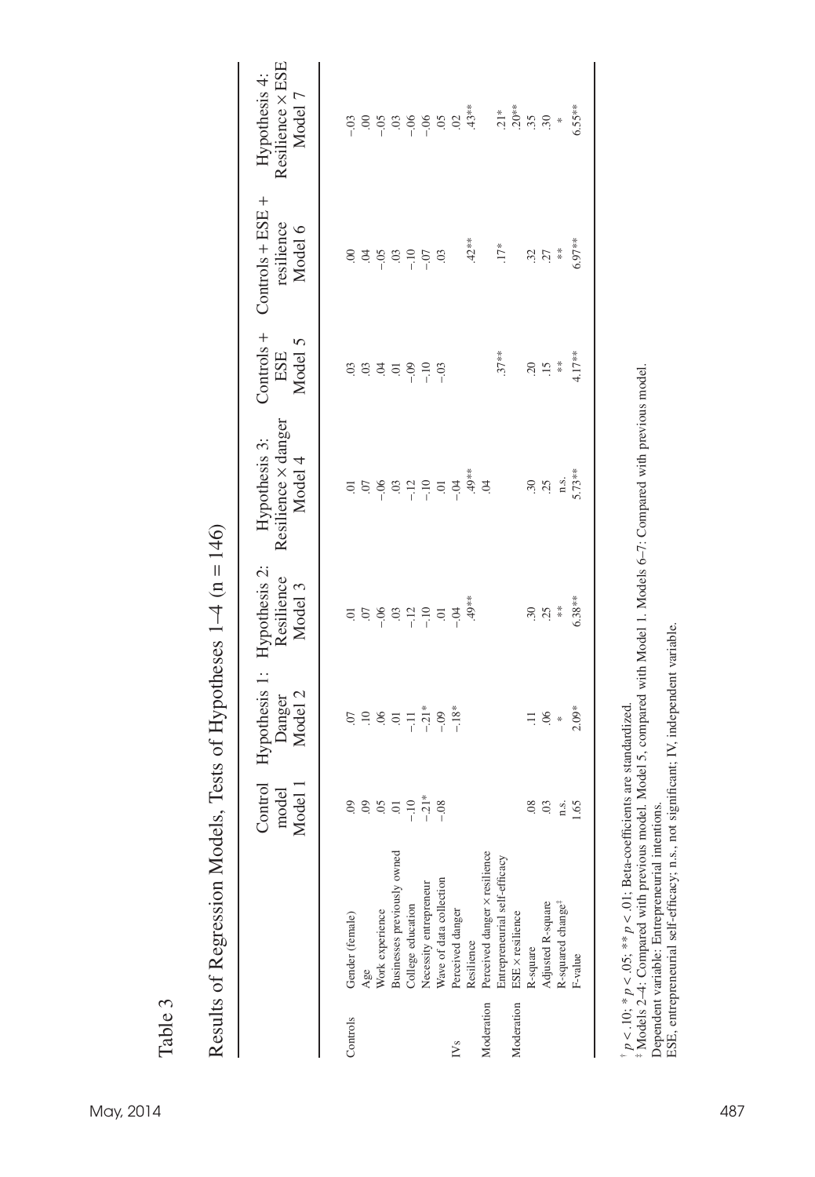Table 3

Results of Regression Models, Tests of Hypotheses 1–4 (n = 146)

| | | Control model Model 1 | Hypothesis 1: Danger Model 2 | Hypothesis 2: Resilience Model 3 | Hypothesis 3: Resilience × danger Model 4 | Controls + ESE Model 5 | Controls + ESE + resilience Model 6 | Hypothesis 4: Resilience × ESE Model 7 |
|---|---|---|---|---|---|---|---|---|
| Controls | Gender (female) | .09 | .07 | .01 | .01 | .03 | .00 | –.03 |
| | Age | .09 | .10 | .07 | .07 | .03 | .04 | .00 |
| | Work experience | .05 | .06 | –.06 | –.06 | .04 | –.05 | –.05 |
| | Businesses previously owned | .01 | .01 | .03 | .03 | .01 | .03 | .03 |
| | College education | –.10 | –.11 | –.12 | –.12 | –.09 | –.10 | –.06 |
| | Necessity entrepreneur | –.21* | –.21* | –.10 | –.10 | –.10 | –.07 | –.06 |
| | Wave of data collection | –.08 | –.09 | .01 | .01 | –.03 | .03 | .05 |
| IVs | Perceived danger | | –.18* | –.04 | –.04 | | | .02 |
| | Resilience | | | .49** | .49** | | .42** | .43** |
| Moderation | Perceived danger × resilience | | | | .04 | | | |
| | Entrepreneurial self-efficacy | | | | | .37** | .17* | .21* |
| Moderation | ESE × resilience | | | | | | | .20** |
| | R-square | .08 | .11 | .30 | .30 | .20 | .32 | .35 |
| | Adjusted R-square | .03 | .06 | .25 | .25 | .15 | .27 | .30 |
| | R-squared change[‡] | n.s. | * | ** | n.s. | ** | ** | * |
| | F-value | 1.65 | 2.09* | 6.38** | 5.73** | 4.17** | 6.97** | 6.55** |

[†] $p < .10$; * $p < .05$; ** $p < .01$; Beta-coefficients are standardized.
[‡] Models 2–4: Compared with previous model. Model 5, compared with Model 1. Models 6–7: Compared with previous model.
Dependent variable: Entrepreneurial intentions.
ESE, entrepreneurial self-efficacy; n.s., not significant; IV, independent variable.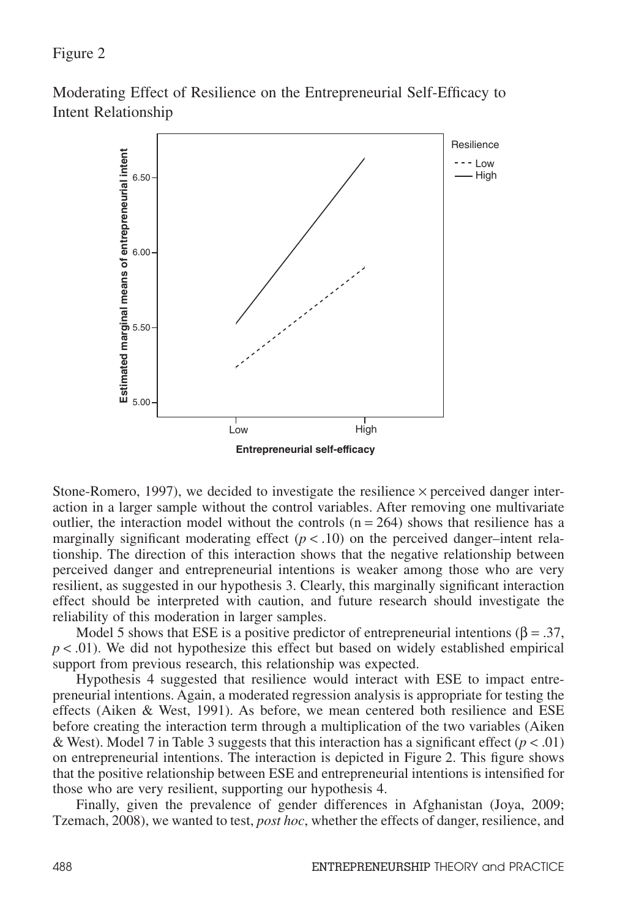Figure 2

Moderating Effect of Resilience on the Entrepreneurial Self-Efficacy to Intent Relationship

Stone-Romero, 1997), we decided to investigate the resilience × perceived danger interaction in a larger sample without the control variables. After removing one multivariate outlier, the interaction model without the controls (n = 264) shows that resilience has a marginally significant moderating effect ($p < .10$) on the perceived danger–intent relationship. The direction of this interaction shows that the negative relationship between perceived danger and entrepreneurial intentions is weaker among those who are very resilient, as suggested in our hypothesis 3. Clearly, this marginally significant interaction effect should be interpreted with caution, and future research should investigate the reliability of this moderation in larger samples.

Model 5 shows that ESE is a positive predictor of entrepreneurial intentions ($\beta = .37$, $p < .01$). We did not hypothesize this effect but based on widely established empirical support from previous research, this relationship was expected.

Hypothesis 4 suggested that resilience would interact with ESE to impact entrepreneurial intentions. Again, a moderated regression analysis is appropriate for testing the effects (Aiken & West, 1991). As before, we mean centered both resilience and ESE before creating the interaction term through a multiplication of the two variables (Aiken & West). Model 7 in Table 3 suggests that this interaction has a significant effect ($p < .01$) on entrepreneurial intentions. The interaction is depicted in Figure 2. This figure shows that the positive relationship between ESE and entrepreneurial intentions is intensified for those who are very resilient, supporting our hypothesis 4.

Finally, given the prevalence of gender differences in Afghanistan (Joya, 2009; Tzemach, 2008), we wanted to test, *post hoc*, whether the effects of danger, resilience, and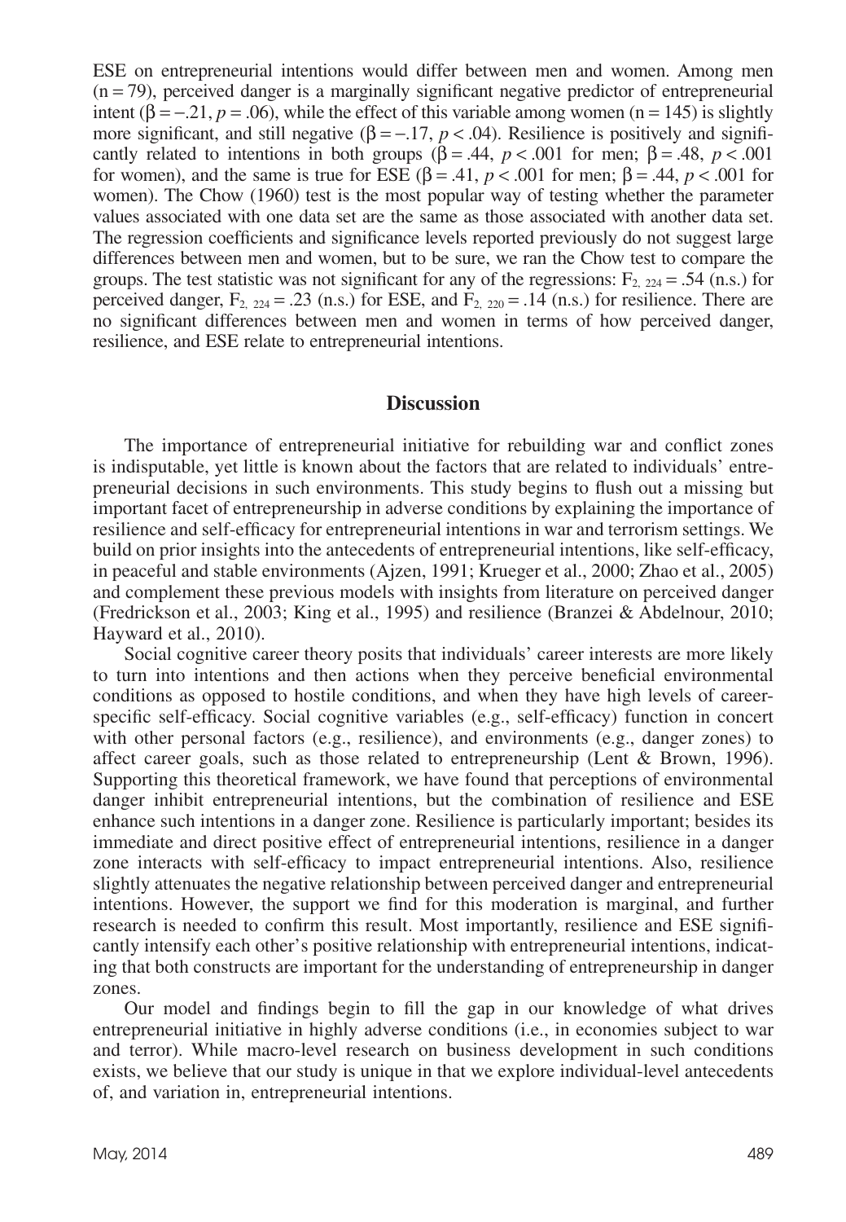ESE on entrepreneurial intentions would differ between men and women. Among men ($n = 79$), perceived danger is a marginally significant negative predictor of entrepreneurial intent ($\beta = -.21$, $p = .06$), while the effect of this variable among women ($n = 145$) is slightly more significant, and still negative ($\beta = -.17$, $p < .04$). Resilience is positively and significantly related to intentions in both groups ($\beta = .44$, $p < .001$ for men; $\beta = .48$, $p < .001$ for women), and the same is true for ESE ($\beta = .41$, $p < .001$ for men; $\beta = .44$, $p < .001$ for women). The Chow (1960) test is the most popular way of testing whether the parameter values associated with one data set are the same as those associated with another data set. The regression coefficients and significance levels reported previously do not suggest large differences between men and women, but to be sure, we ran the Chow test to compare the groups. The test statistic was not significant for any of the regressions: $F_{2,\ 224} = .54$ (n.s.) for perceived danger, $F_{2,\ 224} = .23$ (n.s.) for ESE, and $F_{2,\ 220} = .14$ (n.s.) for resilience. There are no significant differences between men and women in terms of how perceived danger, resilience, and ESE relate to entrepreneurial intentions.

## Discussion

The importance of entrepreneurial initiative for rebuilding war and conflict zones is indisputable, yet little is known about the factors that are related to individuals' entrepreneurial decisions in such environments. This study begins to flush out a missing but important facet of entrepreneurship in adverse conditions by explaining the importance of resilience and self-efficacy for entrepreneurial intentions in war and terrorism settings. We build on prior insights into the antecedents of entrepreneurial intentions, like self-efficacy, in peaceful and stable environments (Ajzen, 1991; Krueger et al., 2000; Zhao et al., 2005) and complement these previous models with insights from literature on perceived danger (Fredrickson et al., 2003; King et al., 1995) and resilience (Branzei & Abdelnour, 2010; Hayward et al., 2010).

Social cognitive career theory posits that individuals' career interests are more likely to turn into intentions and then actions when they perceive beneficial environmental conditions as opposed to hostile conditions, and when they have high levels of career-specific self-efficacy. Social cognitive variables (e.g., self-efficacy) function in concert with other personal factors (e.g., resilience), and environments (e.g., danger zones) to affect career goals, such as those related to entrepreneurship (Lent & Brown, 1996). Supporting this theoretical framework, we have found that perceptions of environmental danger inhibit entrepreneurial intentions, but the combination of resilience and ESE enhance such intentions in a danger zone. Resilience is particularly important; besides its immediate and direct positive effect of entrepreneurial intentions, resilience in a danger zone interacts with self-efficacy to impact entrepreneurial intentions. Also, resilience slightly attenuates the negative relationship between perceived danger and entrepreneurial intentions. However, the support we find for this moderation is marginal, and further research is needed to confirm this result. Most importantly, resilience and ESE significantly intensify each other's positive relationship with entrepreneurial intentions, indicating that both constructs are important for the understanding of entrepreneurship in danger zones.

Our model and findings begin to fill the gap in our knowledge of what drives entrepreneurial initiative in highly adverse conditions (i.e., in economies subject to war and terror). While macro-level research on business development in such conditions exists, we believe that our study is unique in that we explore individual-level antecedents of, and variation in, entrepreneurial intentions.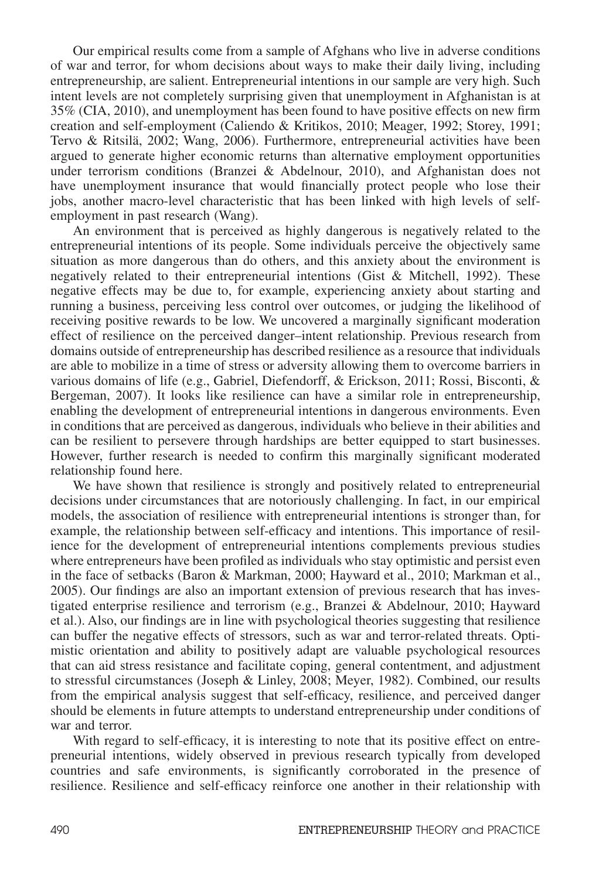Our empirical results come from a sample of Afghans who live in adverse conditions of war and terror, for whom decisions about ways to make their daily living, including entrepreneurship, are salient. Entrepreneurial intentions in our sample are very high. Such intent levels are not completely surprising given that unemployment in Afghanistan is at 35% (CIA, 2010), and unemployment has been found to have positive effects on new firm creation and self-employment (Caliendo & Kritikos, 2010; Meager, 1992; Storey, 1991; Tervo & Ritsilä, 2002; Wang, 2006). Furthermore, entrepreneurial activities have been argued to generate higher economic returns than alternative employment opportunities under terrorism conditions (Branzei & Abdelnour, 2010), and Afghanistan does not have unemployment insurance that would financially protect people who lose their jobs, another macro-level characteristic that has been linked with high levels of self-employment in past research (Wang).

An environment that is perceived as highly dangerous is negatively related to the entrepreneurial intentions of its people. Some individuals perceive the objectively same situation as more dangerous than do others, and this anxiety about the environment is negatively related to their entrepreneurial intentions (Gist & Mitchell, 1992). These negative effects may be due to, for example, experiencing anxiety about starting and running a business, perceiving less control over outcomes, or judging the likelihood of receiving positive rewards to be low. We uncovered a marginally significant moderation effect of resilience on the perceived danger–intent relationship. Previous research from domains outside of entrepreneurship has described resilience as a resource that individuals are able to mobilize in a time of stress or adversity allowing them to overcome barriers in various domains of life (e.g., Gabriel, Diefendorff, & Erickson, 2011; Rossi, Bisconti, & Bergeman, 2007). It looks like resilience can have a similar role in entrepreneurship, enabling the development of entrepreneurial intentions in dangerous environments. Even in conditions that are perceived as dangerous, individuals who believe in their abilities and can be resilient to persevere through hardships are better equipped to start businesses. However, further research is needed to confirm this marginally significant moderated relationship found here.

We have shown that resilience is strongly and positively related to entrepreneurial decisions under circumstances that are notoriously challenging. In fact, in our empirical models, the association of resilience with entrepreneurial intentions is stronger than, for example, the relationship between self-efficacy and intentions. This importance of resilience for the development of entrepreneurial intentions complements previous studies where entrepreneurs have been profiled as individuals who stay optimistic and persist even in the face of setbacks (Baron & Markman, 2000; Hayward et al., 2010; Markman et al., 2005). Our findings are also an important extension of previous research that has investigated enterprise resilience and terrorism (e.g., Branzei & Abdelnour, 2010; Hayward et al.). Also, our findings are in line with psychological theories suggesting that resilience can buffer the negative effects of stressors, such as war and terror-related threats. Optimistic orientation and ability to positively adapt are valuable psychological resources that can aid stress resistance and facilitate coping, general contentment, and adjustment to stressful circumstances (Joseph & Linley, 2008; Meyer, 1982). Combined, our results from the empirical analysis suggest that self-efficacy, resilience, and perceived danger should be elements in future attempts to understand entrepreneurship under conditions of war and terror.

With regard to self-efficacy, it is interesting to note that its positive effect on entrepreneurial intentions, widely observed in previous research typically from developed countries and safe environments, is significantly corroborated in the presence of resilience. Resilience and self-efficacy reinforce one another in their relationship with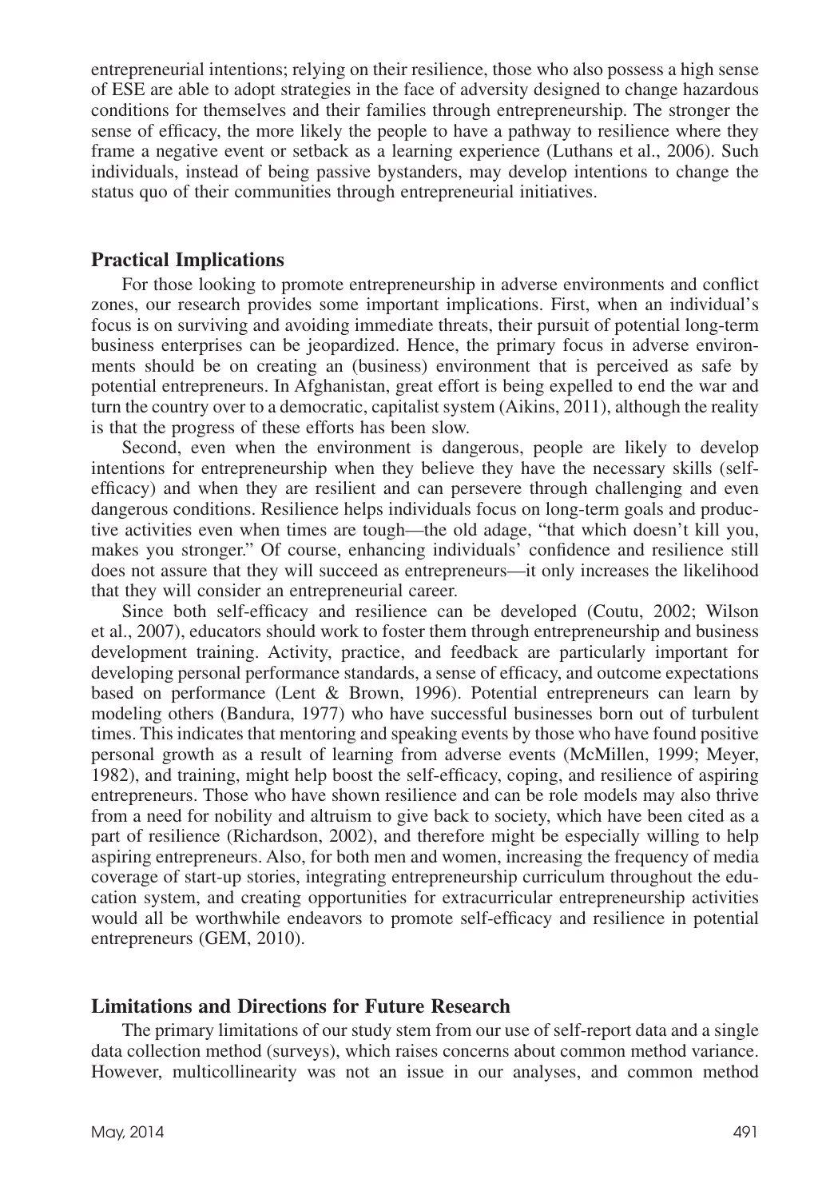entrepreneurial intentions; relying on their resilience, those who also possess a high sense of ESE are able to adopt strategies in the face of adversity designed to change hazardous conditions for themselves and their families through entrepreneurship. The stronger the sense of efficacy, the more likely the people to have a pathway to resilience where they frame a negative event or setback as a learning experience (Luthans et al., 2006). Such individuals, instead of being passive bystanders, may develop intentions to change the status quo of their communities through entrepreneurial initiatives.

## Practical Implications

For those looking to promote entrepreneurship in adverse environments and conflict zones, our research provides some important implications. First, when an individual's focus is on surviving and avoiding immediate threats, their pursuit of potential long-term business enterprises can be jeopardized. Hence, the primary focus in adverse environments should be on creating an (business) environment that is perceived as safe by potential entrepreneurs. In Afghanistan, great effort is being expelled to end the war and turn the country over to a democratic, capitalist system (Aikins, 2011), although the reality is that the progress of these efforts has been slow.

Second, even when the environment is dangerous, people are likely to develop intentions for entrepreneurship when they believe they have the necessary skills (self-efficacy) and when they are resilient and can persevere through challenging and even dangerous conditions. Resilience helps individuals focus on long-term goals and productive activities even when times are tough—the old adage, "that which doesn't kill you, makes you stronger." Of course, enhancing individuals' confidence and resilience still does not assure that they will succeed as entrepreneurs—it only increases the likelihood that they will consider an entrepreneurial career.

Since both self-efficacy and resilience can be developed (Coutu, 2002; Wilson et al., 2007), educators should work to foster them through entrepreneurship and business development training. Activity, practice, and feedback are particularly important for developing personal performance standards, a sense of efficacy, and outcome expectations based on performance (Lent & Brown, 1996). Potential entrepreneurs can learn by modeling others (Bandura, 1977) who have successful businesses born out of turbulent times. This indicates that mentoring and speaking events by those who have found positive personal growth as a result of learning from adverse events (McMillen, 1999; Meyer, 1982), and training, might help boost the self-efficacy, coping, and resilience of aspiring entrepreneurs. Those who have shown resilience and can be role models may also thrive from a need for nobility and altruism to give back to society, which have been cited as a part of resilience (Richardson, 2002), and therefore might be especially willing to help aspiring entrepreneurs. Also, for both men and women, increasing the frequency of media coverage of start-up stories, integrating entrepreneurship curriculum throughout the education system, and creating opportunities for extracurricular entrepreneurship activities would all be worthwhile endeavors to promote self-efficacy and resilience in potential entrepreneurs (GEM, 2010).

## Limitations and Directions for Future Research

The primary limitations of our study stem from our use of self-report data and a single data collection method (surveys), which raises concerns about common method variance. However, multicollinearity was not an issue in our analyses, and common method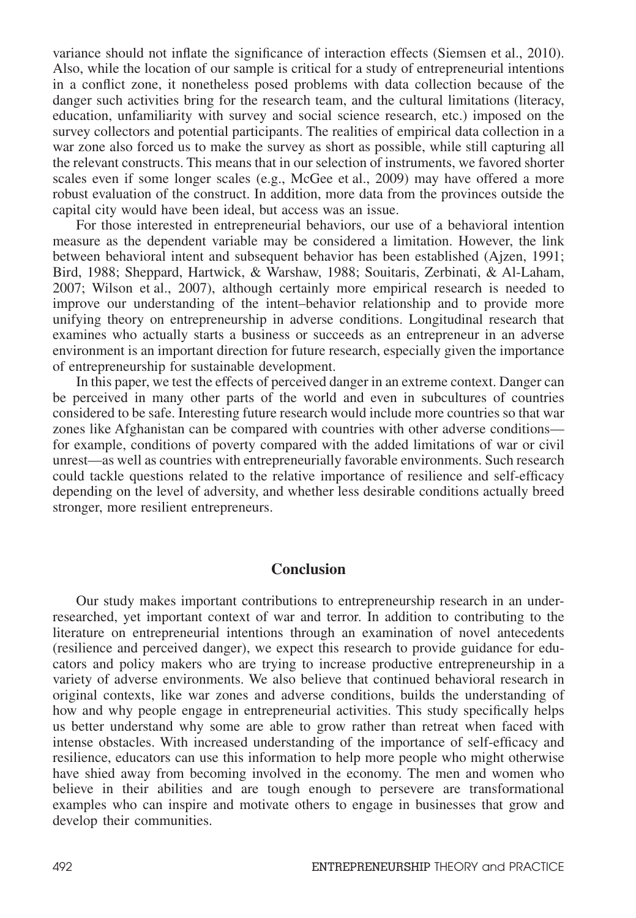variance should not inflate the significance of interaction effects (Siemsen et al., 2010). Also, while the location of our sample is critical for a study of entrepreneurial intentions in a conflict zone, it nonetheless posed problems with data collection because of the danger such activities bring for the research team, and the cultural limitations (literacy, education, unfamiliarity with survey and social science research, etc.) imposed on the survey collectors and potential participants. The realities of empirical data collection in a war zone also forced us to make the survey as short as possible, while still capturing all the relevant constructs. This means that in our selection of instruments, we favored shorter scales even if some longer scales (e.g., McGee et al., 2009) may have offered a more robust evaluation of the construct. In addition, more data from the provinces outside the capital city would have been ideal, but access was an issue.

For those interested in entrepreneurial behaviors, our use of a behavioral intention measure as the dependent variable may be considered a limitation. However, the link between behavioral intent and subsequent behavior has been established (Ajzen, 1991; Bird, 1988; Sheppard, Hartwick, & Warshaw, 1988; Souitaris, Zerbinati, & Al-Laham, 2007; Wilson et al., 2007), although certainly more empirical research is needed to improve our understanding of the intent–behavior relationship and to provide more unifying theory on entrepreneurship in adverse conditions. Longitudinal research that examines who actually starts a business or succeeds as an entrepreneur in an adverse environment is an important direction for future research, especially given the importance of entrepreneurship for sustainable development.

In this paper, we test the effects of perceived danger in an extreme context. Danger can be perceived in many other parts of the world and even in subcultures of countries considered to be safe. Interesting future research would include more countries so that war zones like Afghanistan can be compared with countries with other adverse conditions—for example, conditions of poverty compared with the added limitations of war or civil unrest—as well as countries with entrepreneurially favorable environments. Such research could tackle questions related to the relative importance of resilience and self-efficacy depending on the level of adversity, and whether less desirable conditions actually breed stronger, more resilient entrepreneurs.

## Conclusion

Our study makes important contributions to entrepreneurship research in an under-researched, yet important context of war and terror. In addition to contributing to the literature on entrepreneurial intentions through an examination of novel antecedents (resilience and perceived danger), we expect this research to provide guidance for educators and policy makers who are trying to increase productive entrepreneurship in a variety of adverse environments. We also believe that continued behavioral research in original contexts, like war zones and adverse conditions, builds the understanding of how and why people engage in entrepreneurial activities. This study specifically helps us better understand why some are able to grow rather than retreat when faced with intense obstacles. With increased understanding of the importance of self-efficacy and resilience, educators can use this information to help more people who might otherwise have shied away from becoming involved in the economy. The men and women who believe in their abilities and are tough enough to persevere are transformational examples who can inspire and motivate others to engage in businesses that grow and develop their communities.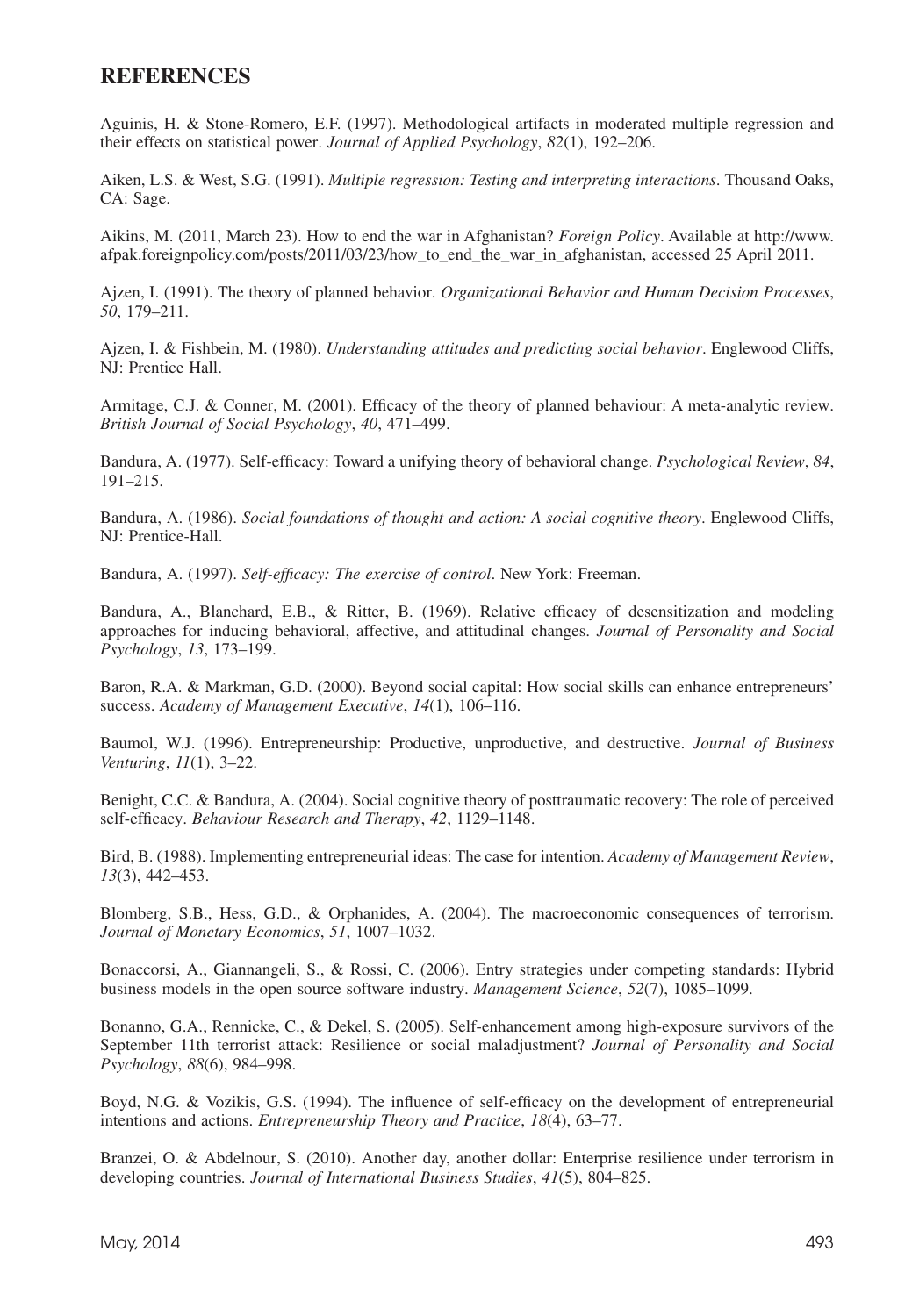## REFERENCES

Aguinis, H. & Stone-Romero, E.F. (1997). Methodological artifacts in moderated multiple regression and their effects on statistical power. *Journal of Applied Psychology*, *82*(1), 192–206.

Aiken, L.S. & West, S.G. (1991). *Multiple regression: Testing and interpreting interactions*. Thousand Oaks, CA: Sage.

Aikins, M. (2011, March 23). How to end the war in Afghanistan? *Foreign Policy*. Available at http://www.afpak.foreignpolicy.com/posts/2011/03/23/how_to_end_the_war_in_afghanistan, accessed 25 April 2011.

Ajzen, I. (1991). The theory of planned behavior. *Organizational Behavior and Human Decision Processes*, *50*, 179–211.

Ajzen, I. & Fishbein, M. (1980). *Understanding attitudes and predicting social behavior*. Englewood Cliffs, NJ: Prentice Hall.

Armitage, C.J. & Conner, M. (2001). Efficacy of the theory of planned behaviour: A meta-analytic review. *British Journal of Social Psychology*, *40*, 471–499.

Bandura, A. (1977). Self-efficacy: Toward a unifying theory of behavioral change. *Psychological Review*, *84*, 191–215.

Bandura, A. (1986). *Social foundations of thought and action: A social cognitive theory*. Englewood Cliffs, NJ: Prentice-Hall.

Bandura, A. (1997). *Self-efficacy: The exercise of control*. New York: Freeman.

Bandura, A., Blanchard, E.B., & Ritter, B. (1969). Relative efficacy of desensitization and modeling approaches for inducing behavioral, affective, and attitudinal changes. *Journal of Personality and Social Psychology*, *13*, 173–199.

Baron, R.A. & Markman, G.D. (2000). Beyond social capital: How social skills can enhance entrepreneurs' success. *Academy of Management Executive*, *14*(1), 106–116.

Baumol, W.J. (1996). Entrepreneurship: Productive, unproductive, and destructive. *Journal of Business Venturing*, *11*(1), 3–22.

Benight, C.C. & Bandura, A. (2004). Social cognitive theory of posttraumatic recovery: The role of perceived self-efficacy. *Behaviour Research and Therapy*, *42*, 1129–1148.

Bird, B. (1988). Implementing entrepreneurial ideas: The case for intention. *Academy of Management Review*, *13*(3), 442–453.

Blomberg, S.B., Hess, G.D., & Orphanides, A. (2004). The macroeconomic consequences of terrorism. *Journal of Monetary Economics*, *51*, 1007–1032.

Bonaccorsi, A., Giannangeli, S., & Rossi, C. (2006). Entry strategies under competing standards: Hybrid business models in the open source software industry. *Management Science*, *52*(7), 1085–1099.

Bonanno, G.A., Rennicke, C., & Dekel, S. (2005). Self-enhancement among high-exposure survivors of the September 11th terrorist attack: Resilience or social maladjustment? *Journal of Personality and Social Psychology*, *88*(6), 984–998.

Boyd, N.G. & Vozikis, G.S. (1994). The influence of self-efficacy on the development of entrepreneurial intentions and actions. *Entrepreneurship Theory and Practice*, *18*(4), 63–77.

Branzei, O. & Abdelnour, S. (2010). Another day, another dollar: Enterprise resilience under terrorism in developing countries. *Journal of International Business Studies*, *41*(5), 804–825.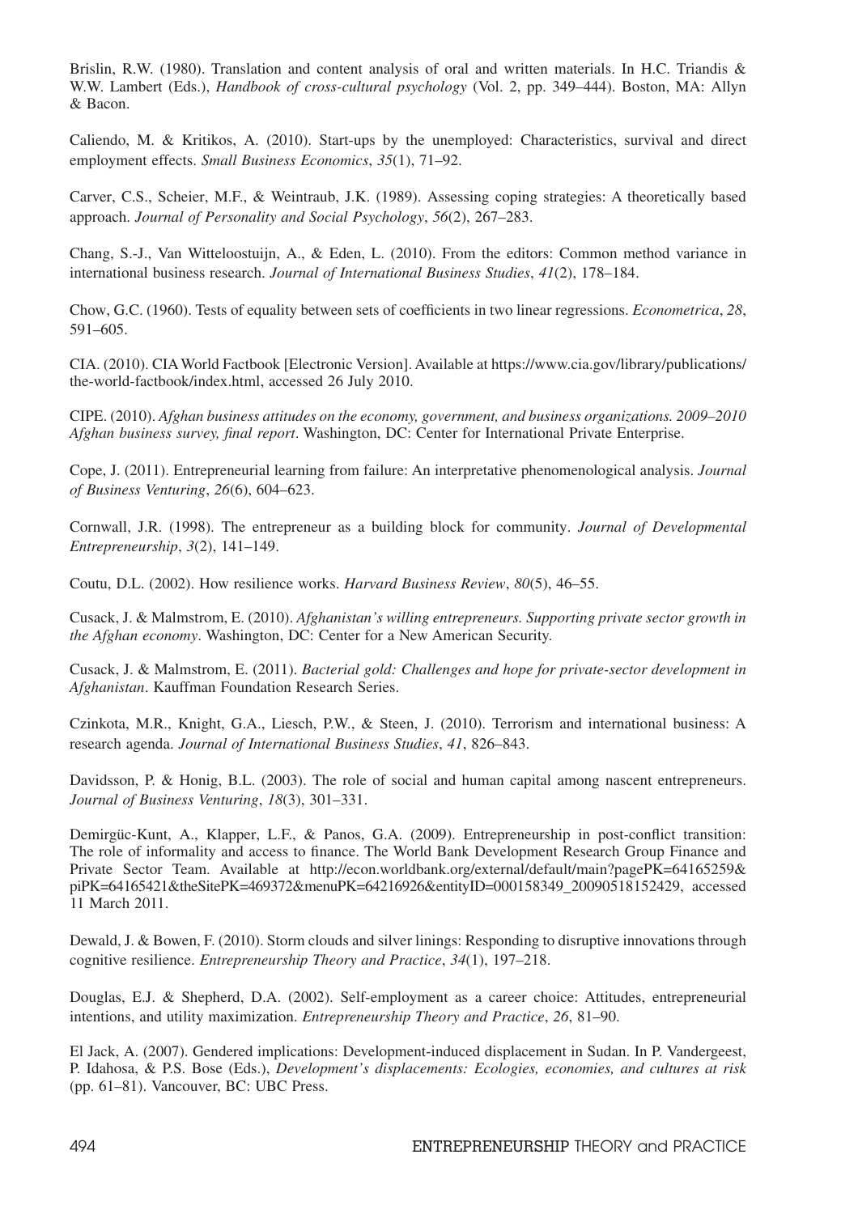Brislin, R.W. (1980). Translation and content analysis of oral and written materials. In H.C. Triandis & W.W. Lambert (Eds.), *Handbook of cross-cultural psychology* (Vol. 2, pp. 349–444). Boston, MA: Allyn & Bacon.

Caliendo, M. & Kritikos, A. (2010). Start-ups by the unemployed: Characteristics, survival and direct employment effects. *Small Business Economics*, *35*(1), 71–92.

Carver, C.S., Scheier, M.F., & Weintraub, J.K. (1989). Assessing coping strategies: A theoretically based approach. *Journal of Personality and Social Psychology*, *56*(2), 267–283.

Chang, S.-J., Van Witteloostuijn, A., & Eden, L. (2010). From the editors: Common method variance in international business research. *Journal of International Business Studies*, *41*(2), 178–184.

Chow, G.C. (1960). Tests of equality between sets of coefficients in two linear regressions. *Econometrica*, *28*, 591–605.

CIA. (2010). CIA World Factbook [Electronic Version]. Available at https://www.cia.gov/library/publications/the-world-factbook/index.html, accessed 26 July 2010.

CIPE. (2010). *Afghan business attitudes on the economy, government, and business organizations. 2009–2010 Afghan business survey, final report*. Washington, DC: Center for International Private Enterprise.

Cope, J. (2011). Entrepreneurial learning from failure: An interpretative phenomenological analysis. *Journal of Business Venturing*, *26*(6), 604–623.

Cornwall, J.R. (1998). The entrepreneur as a building block for community. *Journal of Developmental Entrepreneurship*, *3*(2), 141–149.

Coutu, D.L. (2002). How resilience works. *Harvard Business Review*, *80*(5), 46–55.

Cusack, J. & Malmstrom, E. (2010). *Afghanistan's willing entrepreneurs. Supporting private sector growth in the Afghan economy*. Washington, DC: Center for a New American Security.

Cusack, J. & Malmstrom, E. (2011). *Bacterial gold: Challenges and hope for private-sector development in Afghanistan*. Kauffman Foundation Research Series.

Czinkota, M.R., Knight, G.A., Liesch, P.W., & Steen, J. (2010). Terrorism and international business: A research agenda. *Journal of International Business Studies*, *41*, 826–843.

Davidsson, P. & Honig, B.L. (2003). The role of social and human capital among nascent entrepreneurs. *Journal of Business Venturing*, *18*(3), 301–331.

Demirgüc-Kunt, A., Klapper, L.F., & Panos, G.A. (2009). Entrepreneurship in post-conflict transition: The role of informality and access to finance. The World Bank Development Research Group Finance and Private Sector Team. Available at http://econ.worldbank.org/external/default/main?pagePK=64165259&piPK=64165421&theSitePK=469372&menuPK=64216926&entityID=000158349_20090518152429, accessed 11 March 2011.

Dewald, J. & Bowen, F. (2010). Storm clouds and silver linings: Responding to disruptive innovations through cognitive resilience. *Entrepreneurship Theory and Practice*, *34*(1), 197–218.

Douglas, E.J. & Shepherd, D.A. (2002). Self-employment as a career choice: Attitudes, entrepreneurial intentions, and utility maximization. *Entrepreneurship Theory and Practice*, *26*, 81–90.

El Jack, A. (2007). Gendered implications: Development-induced displacement in Sudan. In P. Vandergeest, P. Idahosa, & P.S. Bose (Eds.), *Development's displacements: Ecologies, economies, and cultures at risk* (pp. 61–81). Vancouver, BC: UBC Press.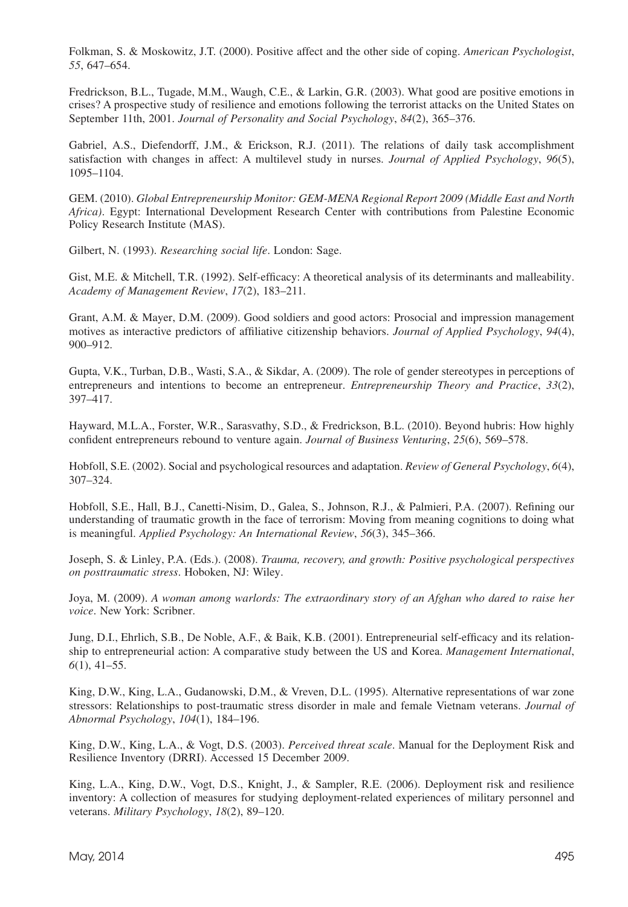Folkman, S. & Moskowitz, J.T. (2000). Positive affect and the other side of coping. *American Psychologist*, *55*, 647–654.

Fredrickson, B.L., Tugade, M.M., Waugh, C.E., & Larkin, G.R. (2003). What good are positive emotions in crises? A prospective study of resilience and emotions following the terrorist attacks on the United States on September 11th, 2001. *Journal of Personality and Social Psychology*, *84*(2), 365–376.

Gabriel, A.S., Diefendorff, J.M., & Erickson, R.J. (2011). The relations of daily task accomplishment satisfaction with changes in affect: A multilevel study in nurses. *Journal of Applied Psychology*, *96*(5), 1095–1104.

GEM. (2010). *Global Entrepreneurship Monitor: GEM-MENA Regional Report 2009 (Middle East and North Africa)*. Egypt: International Development Research Center with contributions from Palestine Economic Policy Research Institute (MAS).

Gilbert, N. (1993). *Researching social life*. London: Sage.

Gist, M.E. & Mitchell, T.R. (1992). Self-efficacy: A theoretical analysis of its determinants and malleability. *Academy of Management Review*, *17*(2), 183–211.

Grant, A.M. & Mayer, D.M. (2009). Good soldiers and good actors: Prosocial and impression management motives as interactive predictors of affiliative citizenship behaviors. *Journal of Applied Psychology*, *94*(4), 900–912.

Gupta, V.K., Turban, D.B., Wasti, S.A., & Sikdar, A. (2009). The role of gender stereotypes in perceptions of entrepreneurs and intentions to become an entrepreneur. *Entrepreneurship Theory and Practice*, *33*(2), 397–417.

Hayward, M.L.A., Forster, W.R., Sarasvathy, S.D., & Fredrickson, B.L. (2010). Beyond hubris: How highly confident entrepreneurs rebound to venture again. *Journal of Business Venturing*, *25*(6), 569–578.

Hobfoll, S.E. (2002). Social and psychological resources and adaptation. *Review of General Psychology*, *6*(4), 307–324.

Hobfoll, S.E., Hall, B.J., Canetti-Nisim, D., Galea, S., Johnson, R.J., & Palmieri, P.A. (2007). Refining our understanding of traumatic growth in the face of terrorism: Moving from meaning cognitions to doing what is meaningful. *Applied Psychology: An International Review*, *56*(3), 345–366.

Joseph, S. & Linley, P.A. (Eds.). (2008). *Trauma, recovery, and growth: Positive psychological perspectives on posttraumatic stress*. Hoboken, NJ: Wiley.

Joya, M. (2009). *A woman among warlords: The extraordinary story of an Afghan who dared to raise her voice*. New York: Scribner.

Jung, D.I., Ehrlich, S.B., De Noble, A.F., & Baik, K.B. (2001). Entrepreneurial self-efficacy and its relationship to entrepreneurial action: A comparative study between the US and Korea. *Management International*, *6*(1), 41–55.

King, D.W., King, L.A., Gudanowski, D.M., & Vreven, D.L. (1995). Alternative representations of war zone stressors: Relationships to post-traumatic stress disorder in male and female Vietnam veterans. *Journal of Abnormal Psychology*, *104*(1), 184–196.

King, D.W., King, L.A., & Vogt, D.S. (2003). *Perceived threat scale*. Manual for the Deployment Risk and Resilience Inventory (DRRI). Accessed 15 December 2009.

King, L.A., King, D.W., Vogt, D.S., Knight, J., & Sampler, R.E. (2006). Deployment risk and resilience inventory: A collection of measures for studying deployment-related experiences of military personnel and veterans. *Military Psychology*, *18*(2), 89–120.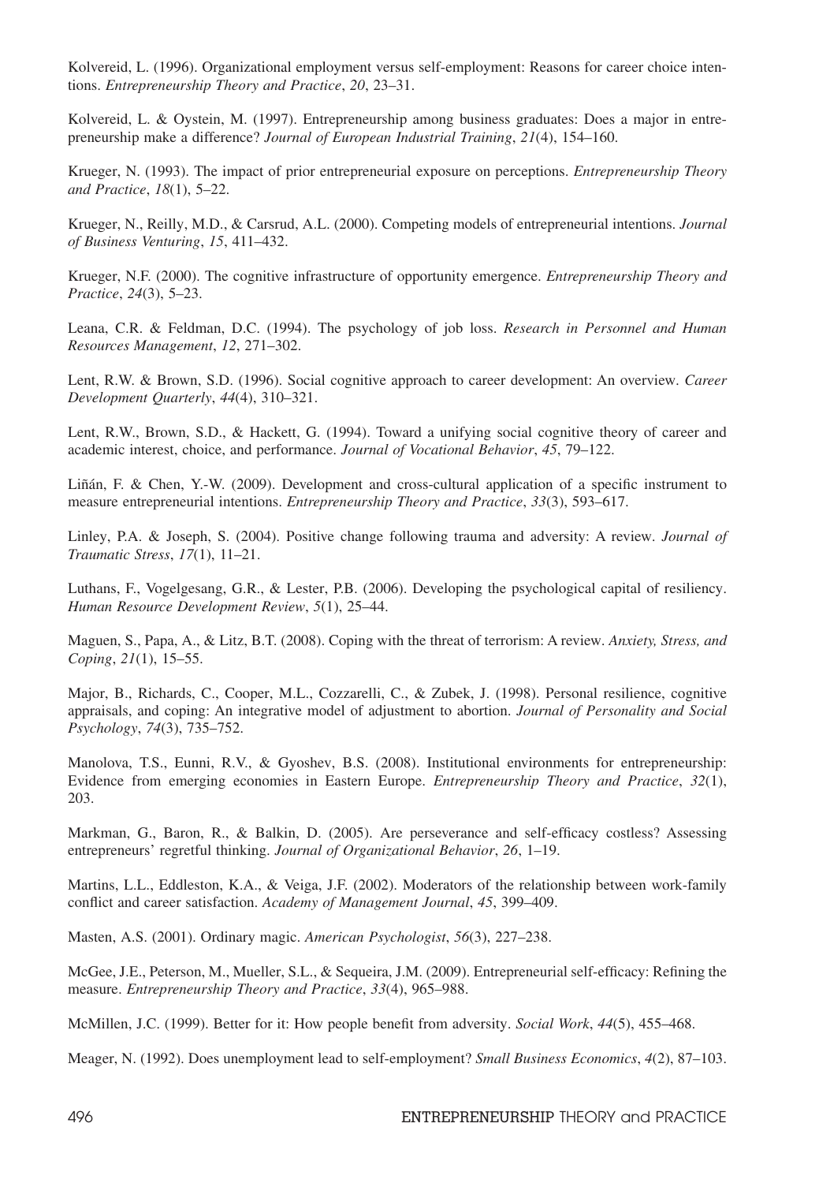Kolvereid, L. (1996). Organizational employment versus self-employment: Reasons for career choice intentions. *Entrepreneurship Theory and Practice*, *20*, 23–31.

Kolvereid, L. & Oystein, M. (1997). Entrepreneurship among business graduates: Does a major in entrepreneurship make a difference? *Journal of European Industrial Training*, *21*(4), 154–160.

Krueger, N. (1993). The impact of prior entrepreneurial exposure on perceptions. *Entrepreneurship Theory and Practice*, *18*(1), 5–22.

Krueger, N., Reilly, M.D., & Carsrud, A.L. (2000). Competing models of entrepreneurial intentions. *Journal of Business Venturing*, *15*, 411–432.

Krueger, N.F. (2000). The cognitive infrastructure of opportunity emergence. *Entrepreneurship Theory and Practice*, *24*(3), 5–23.

Leana, C.R. & Feldman, D.C. (1994). The psychology of job loss. *Research in Personnel and Human Resources Management*, *12*, 271–302.

Lent, R.W. & Brown, S.D. (1996). Social cognitive approach to career development: An overview. *Career Development Quarterly*, *44*(4), 310–321.

Lent, R.W., Brown, S.D., & Hackett, G. (1994). Toward a unifying social cognitive theory of career and academic interest, choice, and performance. *Journal of Vocational Behavior*, *45*, 79–122.

Liñán, F. & Chen, Y.-W. (2009). Development and cross-cultural application of a specific instrument to measure entrepreneurial intentions. *Entrepreneurship Theory and Practice*, *33*(3), 593–617.

Linley, P.A. & Joseph, S. (2004). Positive change following trauma and adversity: A review. *Journal of Traumatic Stress*, *17*(1), 11–21.

Luthans, F., Vogelgesang, G.R., & Lester, P.B. (2006). Developing the psychological capital of resiliency. *Human Resource Development Review*, *5*(1), 25–44.

Maguen, S., Papa, A., & Litz, B.T. (2008). Coping with the threat of terrorism: A review. *Anxiety, Stress, and Coping*, *21*(1), 15–55.

Major, B., Richards, C., Cooper, M.L., Cozzarelli, C., & Zubek, J. (1998). Personal resilience, cognitive appraisals, and coping: An integrative model of adjustment to abortion. *Journal of Personality and Social Psychology*, *74*(3), 735–752.

Manolova, T.S., Eunni, R.V., & Gyoshev, B.S. (2008). Institutional environments for entrepreneurship: Evidence from emerging economies in Eastern Europe. *Entrepreneurship Theory and Practice*, *32*(1), 203.

Markman, G., Baron, R., & Balkin, D. (2005). Are perseverance and self-efficacy costless? Assessing entrepreneurs' regretful thinking. *Journal of Organizational Behavior*, *26*, 1–19.

Martins, L.L., Eddleston, K.A., & Veiga, J.F. (2002). Moderators of the relationship between work-family conflict and career satisfaction. *Academy of Management Journal*, *45*, 399–409.

Masten, A.S. (2001). Ordinary magic. *American Psychologist*, *56*(3), 227–238.

McGee, J.E., Peterson, M., Mueller, S.L., & Sequeira, J.M. (2009). Entrepreneurial self-efficacy: Refining the measure. *Entrepreneurship Theory and Practice*, *33*(4), 965–988.

McMillen, J.C. (1999). Better for it: How people benefit from adversity. *Social Work*, *44*(5), 455–468.

Meager, N. (1992). Does unemployment lead to self-employment? *Small Business Economics*, *4*(2), 87–103.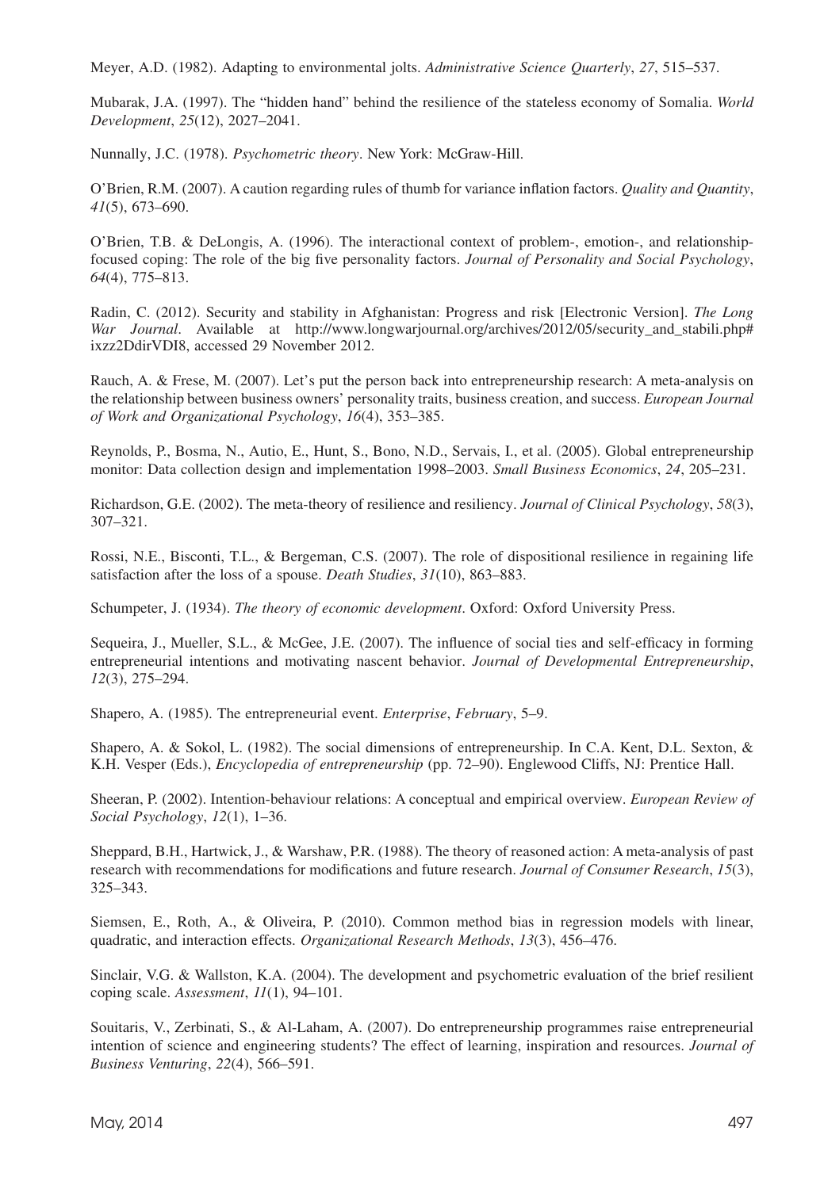Meyer, A.D. (1982). Adapting to environmental jolts. *Administrative Science Quarterly*, *27*, 515–537.

Mubarak, J.A. (1997). The "hidden hand" behind the resilience of the stateless economy of Somalia. *World Development*, *25*(12), 2027–2041.

Nunnally, J.C. (1978). *Psychometric theory*. New York: McGraw-Hill.

O'Brien, R.M. (2007). A caution regarding rules of thumb for variance inflation factors. *Quality and Quantity*, *41*(5), 673–690.

O'Brien, T.B. & DeLongis, A. (1996). The interactional context of problem-, emotion-, and relationship-focused coping: The role of the big five personality factors. *Journal of Personality and Social Psychology*, *64*(4), 775–813.

Radin, C. (2012). Security and stability in Afghanistan: Progress and risk [Electronic Version]. *The Long War Journal*. Available at http://www.longwarjournal.org/archives/2012/05/security_and_stabili.php#ixzz2DdirVDI8, accessed 29 November 2012.

Rauch, A. & Frese, M. (2007). Let's put the person back into entrepreneurship research: A meta-analysis on the relationship between business owners' personality traits, business creation, and success. *European Journal of Work and Organizational Psychology*, *16*(4), 353–385.

Reynolds, P., Bosma, N., Autio, E., Hunt, S., Bono, N.D., Servais, I., et al. (2005). Global entrepreneurship monitor: Data collection design and implementation 1998–2003. *Small Business Economics*, *24*, 205–231.

Richardson, G.E. (2002). The meta-theory of resilience and resiliency. *Journal of Clinical Psychology*, *58*(3), 307–321.

Rossi, N.E., Bisconti, T.L., & Bergeman, C.S. (2007). The role of dispositional resilience in regaining life satisfaction after the loss of a spouse. *Death Studies*, *31*(10), 863–883.

Schumpeter, J. (1934). *The theory of economic development*. Oxford: Oxford University Press.

Sequeira, J., Mueller, S.L., & McGee, J.E. (2007). The influence of social ties and self-efficacy in forming entrepreneurial intentions and motivating nascent behavior. *Journal of Developmental Entrepreneurship*, *12*(3), 275–294.

Shapero, A. (1985). The entrepreneurial event. *Enterprise*, *February*, 5–9.

Shapero, A. & Sokol, L. (1982). The social dimensions of entrepreneurship. In C.A. Kent, D.L. Sexton, & K.H. Vesper (Eds.), *Encyclopedia of entrepreneurship* (pp. 72–90). Englewood Cliffs, NJ: Prentice Hall.

Sheeran, P. (2002). Intention-behaviour relations: A conceptual and empirical overview. *European Review of Social Psychology*, *12*(1), 1–36.

Sheppard, B.H., Hartwick, J., & Warshaw, P.R. (1988). The theory of reasoned action: A meta-analysis of past research with recommendations for modifications and future research. *Journal of Consumer Research*, *15*(3), 325–343.

Siemsen, E., Roth, A., & Oliveira, P. (2010). Common method bias in regression models with linear, quadratic, and interaction effects. *Organizational Research Methods*, *13*(3), 456–476.

Sinclair, V.G. & Wallston, K.A. (2004). The development and psychometric evaluation of the brief resilient coping scale. *Assessment*, *11*(1), 94–101.

Souitaris, V., Zerbinati, S., & Al-Laham, A. (2007). Do entrepreneurship programmes raise entrepreneurial intention of science and engineering students? The effect of learning, inspiration and resources. *Journal of Business Venturing*, *22*(4), 566–591.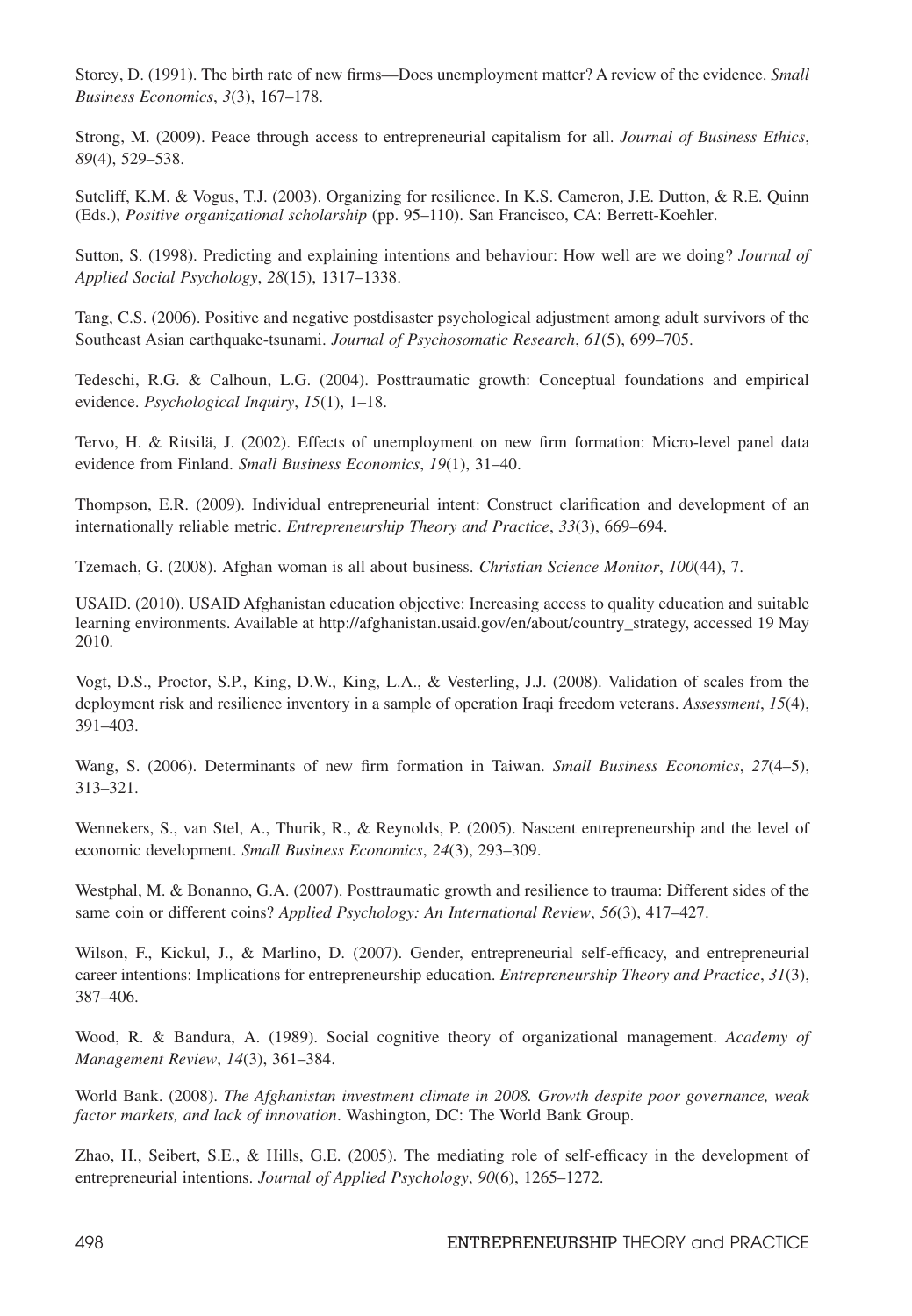Storey, D. (1991). The birth rate of new firms—Does unemployment matter? A review of the evidence. *Small Business Economics*, *3*(3), 167–178.

Strong, M. (2009). Peace through access to entrepreneurial capitalism for all. *Journal of Business Ethics*, *89*(4), 529–538.

Sutcliff, K.M. & Vogus, T.J. (2003). Organizing for resilience. In K.S. Cameron, J.E. Dutton, & R.E. Quinn (Eds.), *Positive organizational scholarship* (pp. 95–110). San Francisco, CA: Berrett-Koehler.

Sutton, S. (1998). Predicting and explaining intentions and behaviour: How well are we doing? *Journal of Applied Social Psychology*, *28*(15), 1317–1338.

Tang, C.S. (2006). Positive and negative postdisaster psychological adjustment among adult survivors of the Southeast Asian earthquake-tsunami. *Journal of Psychosomatic Research*, *61*(5), 699–705.

Tedeschi, R.G. & Calhoun, L.G. (2004). Posttraumatic growth: Conceptual foundations and empirical evidence. *Psychological Inquiry*, *15*(1), 1–18.

Tervo, H. & Ritsilä, J. (2002). Effects of unemployment on new firm formation: Micro-level panel data evidence from Finland. *Small Business Economics*, *19*(1), 31–40.

Thompson, E.R. (2009). Individual entrepreneurial intent: Construct clarification and development of an internationally reliable metric. *Entrepreneurship Theory and Practice*, *33*(3), 669–694.

Tzemach, G. (2008). Afghan woman is all about business. *Christian Science Monitor*, *100*(44), 7.

USAID. (2010). USAID Afghanistan education objective: Increasing access to quality education and suitable learning environments. Available at http://afghanistan.usaid.gov/en/about/country_strategy, accessed 19 May 2010.

Vogt, D.S., Proctor, S.P., King, D.W., King, L.A., & Vesterling, J.J. (2008). Validation of scales from the deployment risk and resilience inventory in a sample of operation Iraqi freedom veterans. *Assessment*, *15*(4), 391–403.

Wang, S. (2006). Determinants of new firm formation in Taiwan. *Small Business Economics*, *27*(4–5), 313–321.

Wennekers, S., van Stel, A., Thurik, R., & Reynolds, P. (2005). Nascent entrepreneurship and the level of economic development. *Small Business Economics*, *24*(3), 293–309.

Westphal, M. & Bonanno, G.A. (2007). Posttraumatic growth and resilience to trauma: Different sides of the same coin or different coins? *Applied Psychology: An International Review*, *56*(3), 417–427.

Wilson, F., Kickul, J., & Marlino, D. (2007). Gender, entrepreneurial self-efficacy, and entrepreneurial career intentions: Implications for entrepreneurship education. *Entrepreneurship Theory and Practice*, *31*(3), 387–406.

Wood, R. & Bandura, A. (1989). Social cognitive theory of organizational management. *Academy of Management Review*, *14*(3), 361–384.

World Bank. (2008). *The Afghanistan investment climate in 2008. Growth despite poor governance, weak factor markets, and lack of innovation*. Washington, DC: The World Bank Group.

Zhao, H., Seibert, S.E., & Hills, G.E. (2005). The mediating role of self-efficacy in the development of entrepreneurial intentions. *Journal of Applied Psychology*, *90*(6), 1265–1272.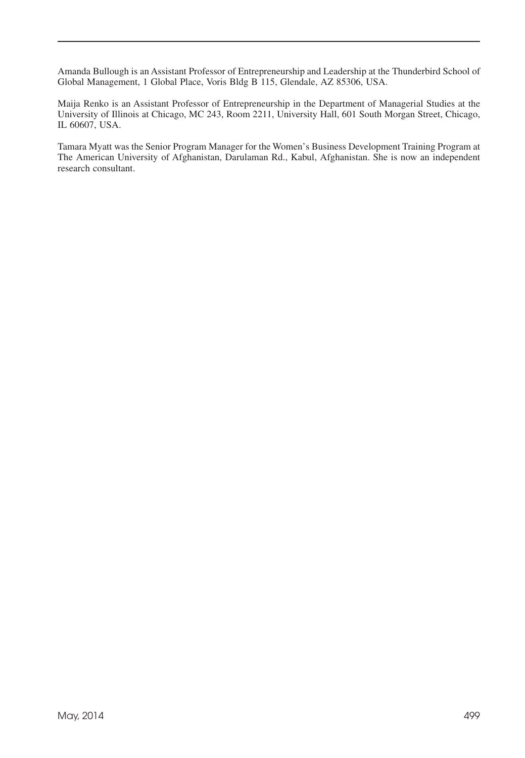Amanda Bullough is an Assistant Professor of Entrepreneurship and Leadership at the Thunderbird School of Global Management, 1 Global Place, Voris Bldg B 115, Glendale, AZ 85306, USA.

Maija Renko is an Assistant Professor of Entrepreneurship in the Department of Managerial Studies at the University of Illinois at Chicago, MC 243, Room 2211, University Hall, 601 South Morgan Street, Chicago, IL 60607, USA.

Tamara Myatt was the Senior Program Manager for the Women's Business Development Training Program at The American University of Afghanistan, Darulaman Rd., Kabul, Afghanistan. She is now an independent research consultant.